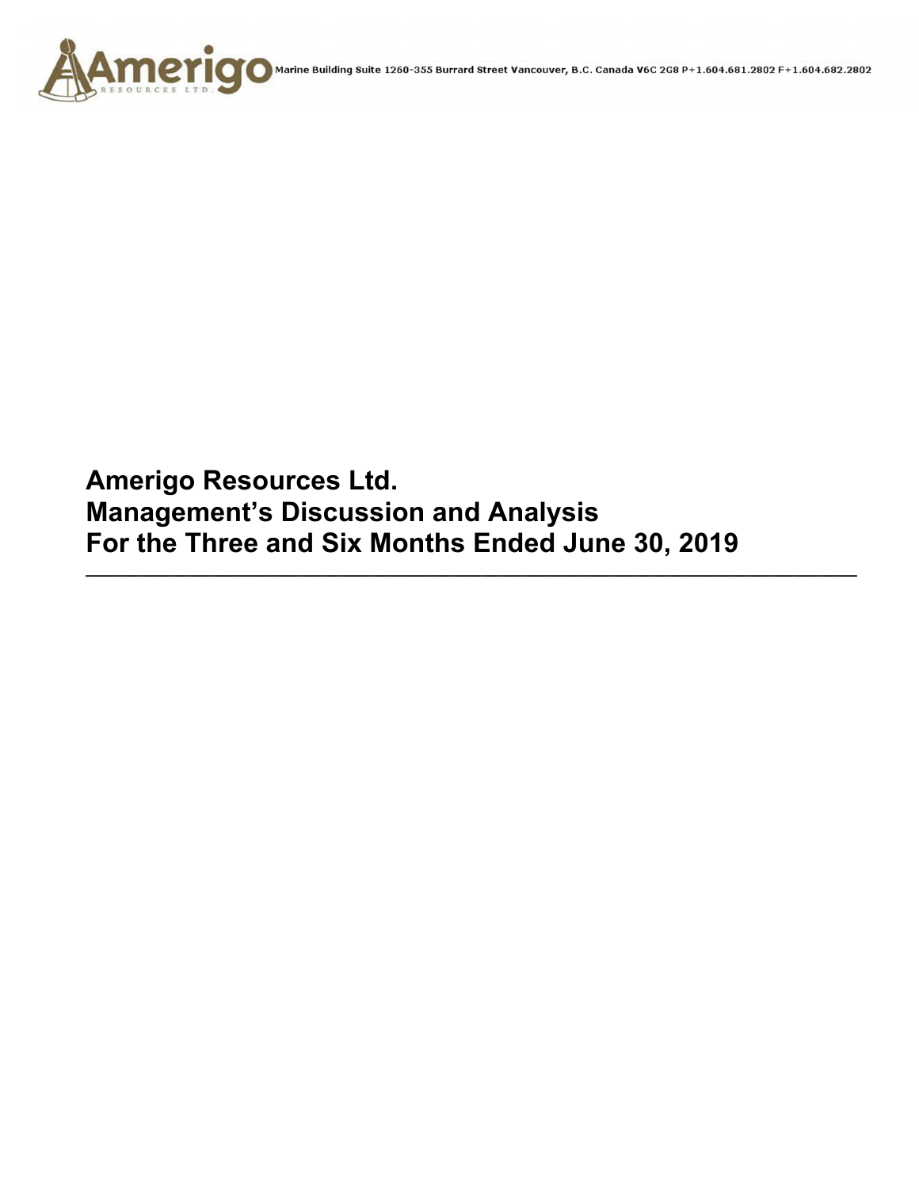Marine Building Suite 1260-355 Burrard Street Vancouver, B.C. Canada V6C 2G8 P+1.604.681.2802 F+1.604.682.2802

# Amerigo Resources Ltd.
# Management's Discussion and Analysis
# For the Three and Six Months Ended June 30, 2019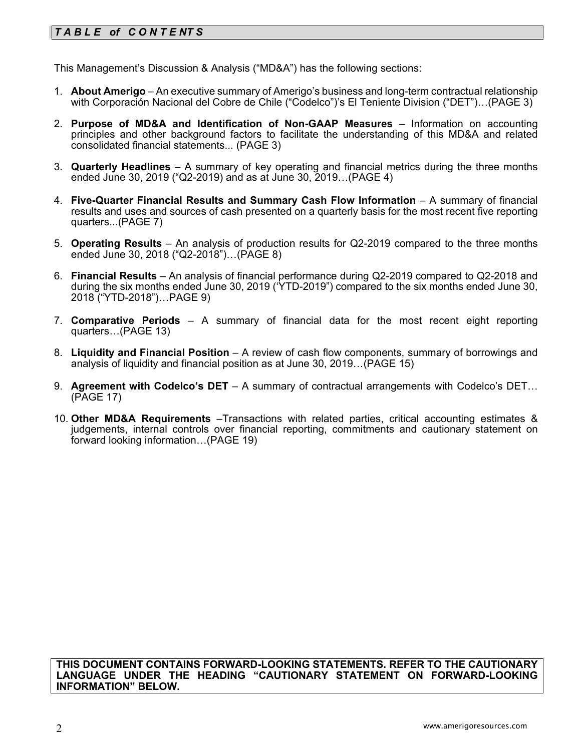## *TABLE of CONTENTS*

This Management's Discussion & Analysis ("MD&A") has the following sections:

1. **About Amerigo** – An executive summary of Amerigo's business and long-term contractual relationship with Corporación Nacional del Cobre de Chile ("Codelco")'s El Teniente Division ("DET")…(PAGE 3)

2. **Purpose of MD&A and Identification of Non-GAAP Measures** – Information on accounting principles and other background factors to facilitate the understanding of this MD&A and related consolidated financial statements... (PAGE 3)

3. **Quarterly Headlines** – A summary of key operating and financial metrics during the three months ended June 30, 2019 ("Q2-2019) and as at June 30, 2019…(PAGE 4)

4. **Five-Quarter Financial Results and Summary Cash Flow Information** – A summary of financial results and uses and sources of cash presented on a quarterly basis for the most recent five reporting quarters...(PAGE 7)

5. **Operating Results** – An analysis of production results for Q2-2019 compared to the three months ended June 30, 2018 ("Q2-2018")…(PAGE 8)

6. **Financial Results** – An analysis of financial performance during Q2-2019 compared to Q2-2018 and during the six months ended June 30, 2019 ('YTD-2019") compared to the six months ended June 30, 2018 ("YTD-2018")…PAGE 9)

7. **Comparative Periods** – A summary of financial data for the most recent eight reporting quarters…(PAGE 13)

8. **Liquidity and Financial Position** – A review of cash flow components, summary of borrowings and analysis of liquidity and financial position as at June 30, 2019…(PAGE 15)

9. **Agreement with Codelco's DET** – A summary of contractual arrangements with Codelco's DET…(PAGE 17)

10. **Other MD&A Requirements** –Transactions with related parties, critical accounting estimates & judgements, internal controls over financial reporting, commitments and cautionary statement on forward looking information…(PAGE 19)

**THIS DOCUMENT CONTAINS FORWARD-LOOKING STATEMENTS. REFER TO THE CAUTIONARY LANGUAGE UNDER THE HEADING "CAUTIONARY STATEMENT ON FORWARD-LOOKING INFORMATION" BELOW.**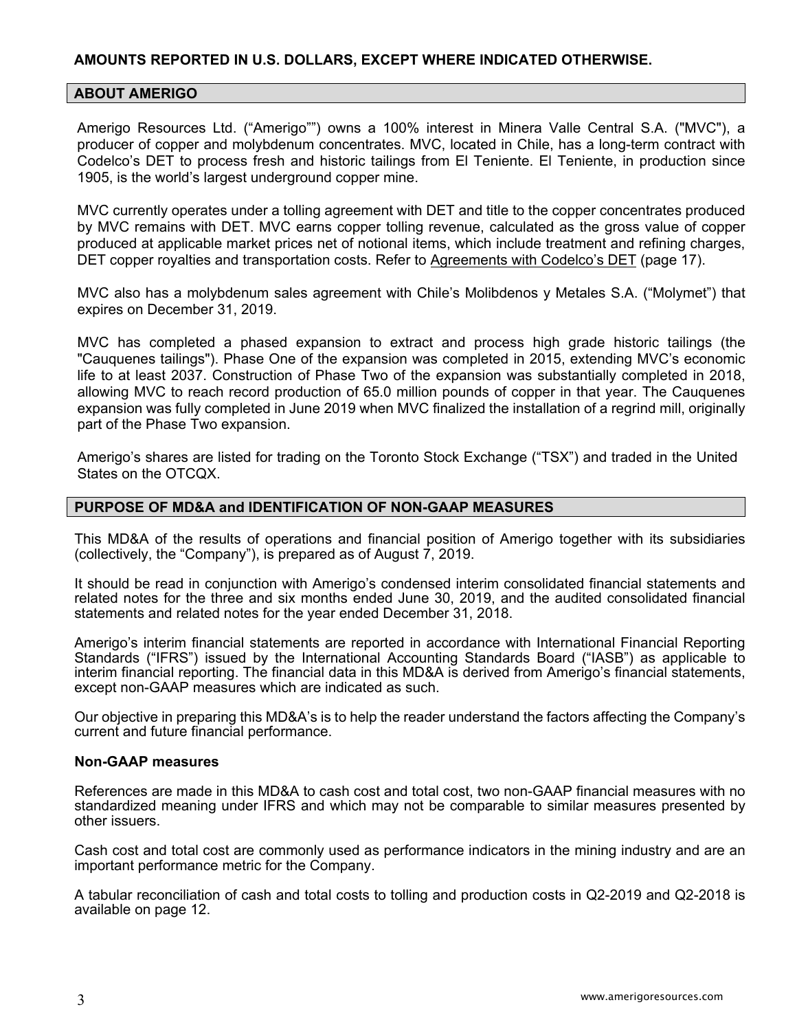**AMOUNTS REPORTED IN U.S. DOLLARS, EXCEPT WHERE INDICATED OTHERWISE.**

## ABOUT AMERIGO

Amerigo Resources Ltd. ("Amerigo"") owns a 100% interest in Minera Valle Central S.A. ("MVC"), a producer of copper and molybdenum concentrates. MVC, located in Chile, has a long-term contract with Codelco's DET to process fresh and historic tailings from El Teniente. El Teniente, in production since 1905, is the world's largest underground copper mine.

MVC currently operates under a tolling agreement with DET and title to the copper concentrates produced by MVC remains with DET. MVC earns copper tolling revenue, calculated as the gross value of copper produced at applicable market prices net of notional items, which include treatment and refining charges, DET copper royalties and transportation costs. Refer to Agreements with Codelco's DET (page 17).

MVC also has a molybdenum sales agreement with Chile's Molibdenos y Metales S.A. ("Molymet") that expires on December 31, 2019.

MVC has completed a phased expansion to extract and process high grade historic tailings (the "Cauquenes tailings"). Phase One of the expansion was completed in 2015, extending MVC's economic life to at least 2037. Construction of Phase Two of the expansion was substantially completed in 2018, allowing MVC to reach record production of 65.0 million pounds of copper in that year. The Cauquenes expansion was fully completed in June 2019 when MVC finalized the installation of a regrind mill, originally part of the Phase Two expansion.

Amerigo's shares are listed for trading on the Toronto Stock Exchange ("TSX") and traded in the United States on the OTCQX.

## PURPOSE OF MD&A and IDENTIFICATION OF NON-GAAP MEASURES

This MD&A of the results of operations and financial position of Amerigo together with its subsidiaries (collectively, the "Company"), is prepared as of August 7, 2019.

It should be read in conjunction with Amerigo's condensed interim consolidated financial statements and related notes for the three and six months ended June 30, 2019, and the audited consolidated financial statements and related notes for the year ended December 31, 2018.

Amerigo's interim financial statements are reported in accordance with International Financial Reporting Standards ("IFRS") issued by the International Accounting Standards Board ("IASB") as applicable to interim financial reporting. The financial data in this MD&A is derived from Amerigo's financial statements, except non-GAAP measures which are indicated as such.

Our objective in preparing this MD&A's is to help the reader understand the factors affecting the Company's current and future financial performance.

### Non-GAAP measures

References are made in this MD&A to cash cost and total cost, two non-GAAP financial measures with no standardized meaning under IFRS and which may not be comparable to similar measures presented by other issuers.

Cash cost and total cost are commonly used as performance indicators in the mining industry and are an important performance metric for the Company.

A tabular reconciliation of cash and total costs to tolling and production costs in Q2-2019 and Q2-2018 is available on page 12.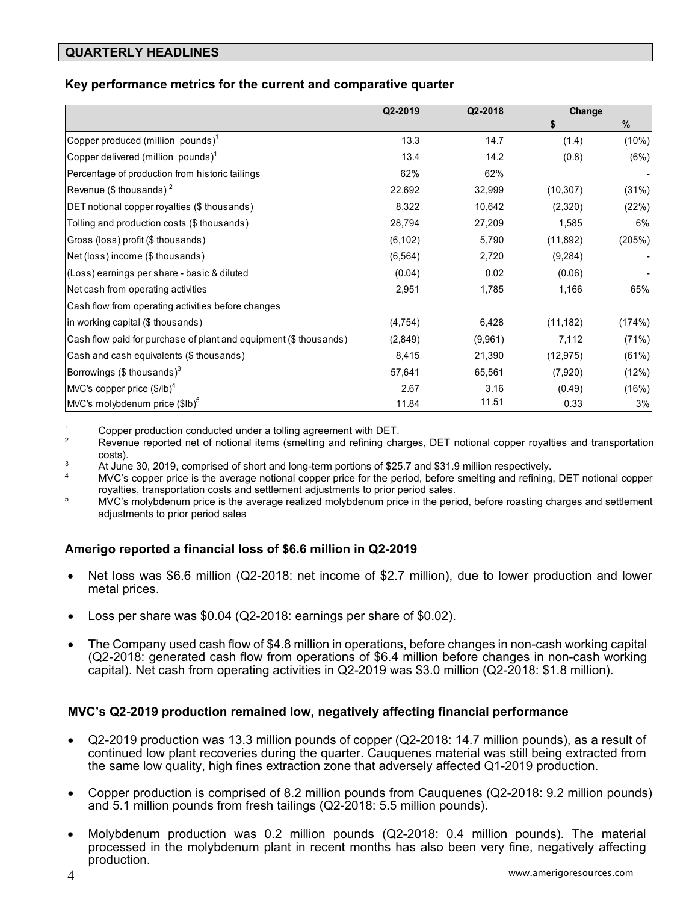## QUARTERLY HEADLINES

### Key performance metrics for the current and comparative quarter

| | Q2-2019 | Q2-2018 | Change | |
|---|---|---|---|---|
| | | | $ | % |
| Copper produced (million pounds)[1] | 13.3 | 14.7 | (1.4) | (10%) |
| Copper delivered (million pounds)[1] | 13.4 | 14.2 | (0.8) | (6%) |
| Percentage of production from historic tailings | 62% | 62% | | - |
| Revenue ($ thousands)[2] | 22,692 | 32,999 | (10,307) | (31%) |
| DET notional copper royalties ($ thousands) | 8,322 | 10,642 | (2,320) | (22%) |
| Tolling and production costs ($ thousands) | 28,794 | 27,209 | 1,585 | 6% |
| Gross (loss) profit ($ thousands) | (6,102) | 5,790 | (11,892) | (205%) |
| Net (loss) income ($ thousands) | (6,564) | 2,720 | (9,284) | - |
| (Loss) earnings per share - basic & diluted | (0.04) | 0.02 | (0.06) | - |
| Net cash from operating activities | 2,951 | 1,785 | 1,166 | 65% |
| Cash flow from operating activities before changes in working capital ($ thousands) | (4,754) | 6,428 | (11,182) | (174%) |
| Cash flow paid for purchase of plant and equipment ($ thousands) | (2,849) | (9,961) | 7,112 | (71%) |
| Cash and cash equivalents ($ thousands) | 8,415 | 21,390 | (12,975) | (61%) |
| Borrowings ($ thousands)[3] | 57,641 | 65,561 | (7,920) | (12%) |
| MVC's copper price ($/lb)[4] | 2.67 | 3.16 | (0.49) | (16%) |
| MVC's molybdenum price ($lb)[5] | 11.84 | 11.51 | 0.33 | 3% |

1. Copper production conducted under a tolling agreement with DET.
2. Revenue reported net of notional items (smelting and refining charges, DET notional copper royalties and transportation costs).
3. At June 30, 2019, comprised of short and long-term portions of $25.7 and $31.9 million respectively.
4. MVC's copper price is the average notional copper price for the period, before smelting and refining, DET notional copper royalties, transportation costs and settlement adjustments to prior period sales.
5. MVC's molybdenum price is the average realized molybdenum price in the period, before roasting charges and settlement adjustments to prior period sales

### Amerigo reported a financial loss of $6.6 million in Q2-2019

- Net loss was $6.6 million (Q2-2018: net income of $2.7 million), due to lower production and lower metal prices.
- Loss per share was $0.04 (Q2-2018: earnings per share of $0.02).
- The Company used cash flow of $4.8 million in operations, before changes in non-cash working capital (Q2-2018: generated cash flow from operations of $6.4 million before changes in non-cash working capital). Net cash from operating activities in Q2-2019 was $3.0 million (Q2-2018: $1.8 million).

### MVC's Q2-2019 production remained low, negatively affecting financial performance

- Q2-2019 production was 13.3 million pounds of copper (Q2-2018: 14.7 million pounds), as a result of continued low plant recoveries during the quarter. Cauquenes material was still being extracted from the same low quality, high fines extraction zone that adversely affected Q1-2019 production.
- Copper production is comprised of 8.2 million pounds from Cauquenes (Q2-2018: 9.2 million pounds) and 5.1 million pounds from fresh tailings (Q2-2018: 5.5 million pounds).
- Molybdenum production was 0.2 million pounds (Q2-2018: 0.4 million pounds). The material processed in the molybdenum plant in recent months has also been very fine, negatively affecting production.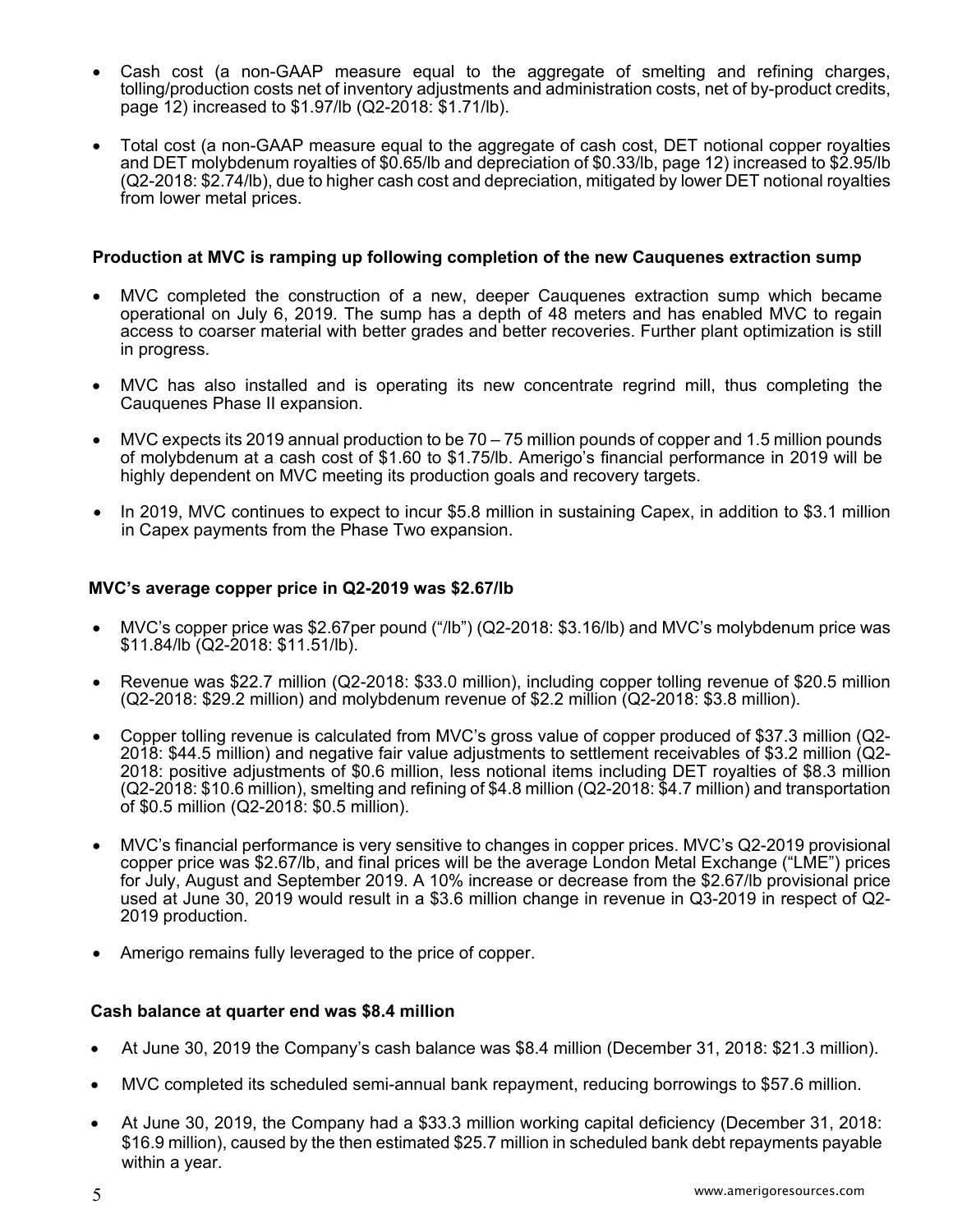- Cash cost (a non-GAAP measure equal to the aggregate of smelting and refining charges, tolling/production costs net of inventory adjustments and administration costs, net of by-product credits, page 12) increased to $1.97/lb (Q2-2018: $1.71/lb).

- Total cost (a non-GAAP measure equal to the aggregate of cash cost, DET notional copper royalties and DET molybdenum royalties of $0.65/lb and depreciation of $0.33/lb, page 12) increased to $2.95/lb (Q2-2018: $2.74/lb), due to higher cash cost and depreciation, mitigated by lower DET notional royalties from lower metal prices.

**Production at MVC is ramping up following completion of the new Cauquenes extraction sump**

- MVC completed the construction of a new, deeper Cauquenes extraction sump which became operational on July 6, 2019. The sump has a depth of 48 meters and has enabled MVC to regain access to coarser material with better grades and better recoveries. Further plant optimization is still in progress.

- MVC has also installed and is operating its new concentrate regrind mill, thus completing the Cauquenes Phase II expansion.

- MVC expects its 2019 annual production to be 70 – 75 million pounds of copper and 1.5 million pounds of molybdenum at a cash cost of $1.60 to $1.75/lb. Amerigo's financial performance in 2019 will be highly dependent on MVC meeting its production goals and recovery targets.

- In 2019, MVC continues to expect to incur $5.8 million in sustaining Capex, in addition to $3.1 million in Capex payments from the Phase Two expansion.

**MVC's average copper price in Q2-2019 was $2.67/lb**

- MVC's copper price was $2.67per pound ("/lb") (Q2-2018: $3.16/lb) and MVC's molybdenum price was $11.84/lb (Q2-2018: $11.51/lb).

- Revenue was $22.7 million (Q2-2018: $33.0 million), including copper tolling revenue of $20.5 million (Q2-2018: $29.2 million) and molybdenum revenue of $2.2 million (Q2-2018: $3.8 million).

- Copper tolling revenue is calculated from MVC's gross value of copper produced of $37.3 million (Q2-2018: $44.5 million) and negative fair value adjustments to settlement receivables of $3.2 million (Q2-2018: positive adjustments of $0.6 million, less notional items including DET royalties of $8.3 million (Q2-2018: $10.6 million), smelting and refining of $4.8 million (Q2-2018: $4.7 million) and transportation of $0.5 million (Q2-2018: $0.5 million).

- MVC's financial performance is very sensitive to changes in copper prices. MVC's Q2-2019 provisional copper price was $2.67/lb, and final prices will be the average London Metal Exchange ("LME") prices for July, August and September 2019. A 10% increase or decrease from the $2.67/lb provisional price used at June 30, 2019 would result in a $3.6 million change in revenue in Q3-2019 in respect of Q2-2019 production.

- Amerigo remains fully leveraged to the price of copper.

**Cash balance at quarter end was $8.4 million**

- At June 30, 2019 the Company's cash balance was $8.4 million (December 31, 2018: $21.3 million).

- MVC completed its scheduled semi-annual bank repayment, reducing borrowings to $57.6 million.

- At June 30, 2019, the Company had a $33.3 million working capital deficiency (December 31, 2018: $16.9 million), caused by the then estimated $25.7 million in scheduled bank debt repayments payable within a year.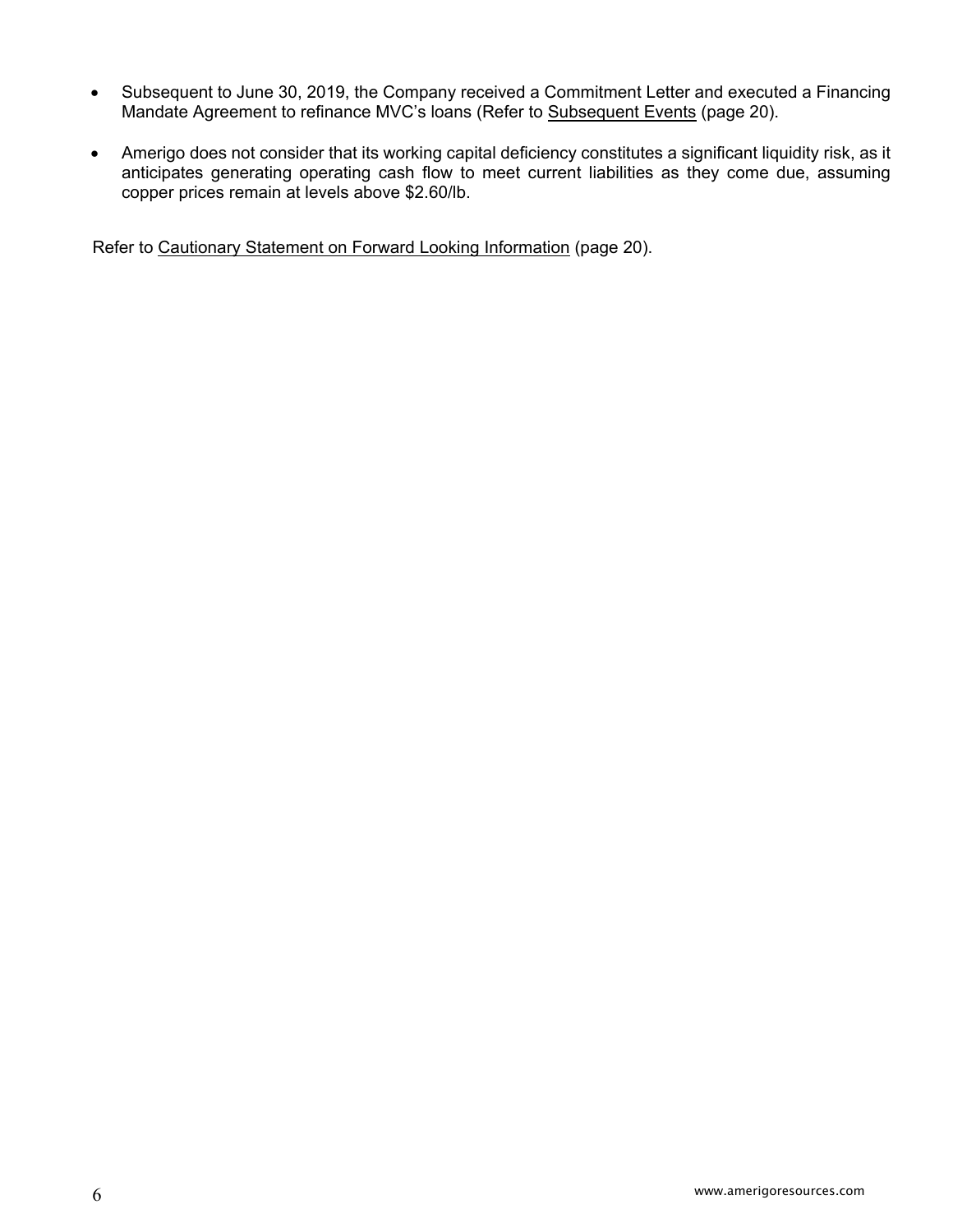- Subsequent to June 30, 2019, the Company received a Commitment Letter and executed a Financing Mandate Agreement to refinance MVC's loans (Refer to Subsequent Events (page 20).

- Amerigo does not consider that its working capital deficiency constitutes a significant liquidity risk, as it anticipates generating operating cash flow to meet current liabilities as they come due, assuming copper prices remain at levels above $2.60/lb.

Refer to Cautionary Statement on Forward Looking Information (page 20).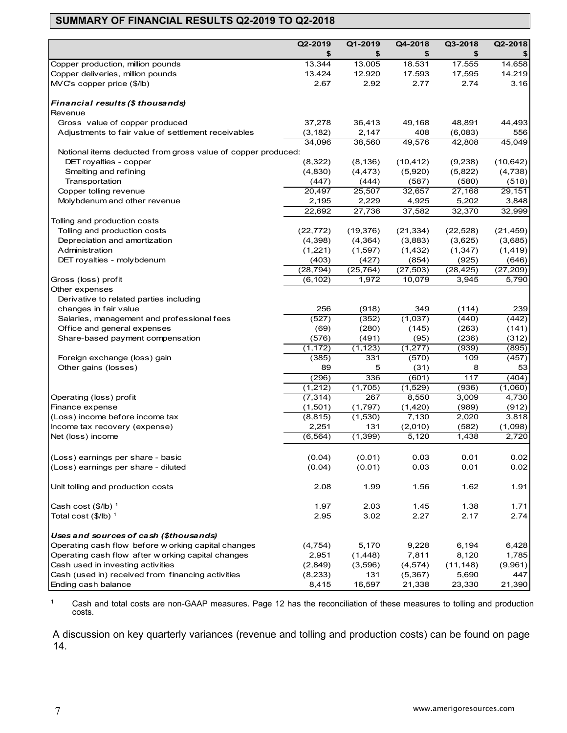## SUMMARY OF FINANCIAL RESULTS Q2-2019 TO Q2-2018

| | Q2-2019 $ | Q1-2019 $ | Q4-2018 $ | Q3-2018 $ | Q2-2018 $ |
|---|---|---|---|---|---|
| Copper production, million pounds | 13.344 | 13.005 | 18.531 | 17.555 | 14.658 |
| Copper deliveries, million pounds | 13.424 | 12.920 | 17.593 | 17,595 | 14.219 |
| MVC's copper price ($/lb) | 2.67 | 2.92 | 2.77 | 2.74 | 3.16 |
| | | | | | |
| ***Financial results ($ thousands)*** | | | | | |
| Revenue | | | | | |
| Gross value of copper produced | 37,278 | 36,413 | 49,168 | 48,891 | 44,493 |
| Adjustments to fair value of settlement receivables | (3,182) | 2,147 | 408 | (6,083) | 556 |
| | 34,096 | 38,560 | 49,576 | 42,808 | 45,049 |
| Notional items deducted from gross value of copper produced: | | | | | |
| DET royalties - copper | (8,322) | (8,136) | (10,412) | (9,238) | (10,642) |
| Smelting and refining | (4,830) | (4,473) | (5,920) | (5,822) | (4,738) |
| Transportation | (447) | (444) | (587) | (580) | (518) |
| Copper tolling revenue | 20,497 | 25,507 | 32,657 | 27,168 | 29,151 |
| Molybdenum and other revenue | 2,195 | 2,229 | 4,925 | 5,202 | 3,848 |
| | 22,692 | 27,736 | 37,582 | 32,370 | 32,999 |
| Tolling and production costs | | | | | |
| Tolling and production costs | (22,772) | (19,376) | (21,334) | (22,528) | (21,459) |
| Depreciation and amortization | (4,398) | (4,364) | (3,883) | (3,625) | (3,685) |
| Administration | (1,221) | (1,597) | (1,432) | (1,347) | (1,419) |
| DET royalties - molybdenum | (403) | (427) | (854) | (925) | (646) |
| | (28,794) | (25,764) | (27,503) | (28,425) | (27,209) |
| Gross (loss) profit | (6,102) | 1,972 | 10,079 | 3,945 | 5,790 |
| Other expenses | | | | | |
| Derivative to related parties including changes in fair value | 256 | (918) | 349 | (114) | 239 |
| Salaries, management and professional fees | (527) | (352) | (1,037) | (440) | (442) |
| Office and general expenses | (69) | (280) | (145) | (263) | (141) |
| Share-based payment compensation | (576) | (491) | (95) | (236) | (312) |
| | (1,172) | (1,123) | (1,277) | (939) | (895) |
| Foreign exchange (loss) gain | (385) | 331 | (570) | 109 | (457) |
| Other gains (losses) | 89 | 5 | (31) | 8 | 53 |
| | (296) | 336 | (601) | 117 | (404) |
| | (1,212) | (1,705) | (1,529) | (936) | (1,060) |
| Operating (loss) profit | (7,314) | 267 | 8,550 | 3,009 | 4,730 |
| Finance expense | (1,501) | (1,797) | (1,420) | (989) | (912) |
| (Loss) income before income tax | (8,815) | (1,530) | 7,130 | 2,020 | 3,818 |
| Income tax recovery (expense) | 2,251 | 131 | (2,010) | (582) | (1,098) |
| Net (loss) income | (6,564) | (1,399) | 5,120 | 1,438 | 2,720 |
| | | | | | |
| (Loss) earnings per share - basic | (0.04) | (0.01) | 0.03 | 0.01 | 0.02 |
| (Loss) earnings per share - diluted | (0.04) | (0.01) | 0.03 | 0.01 | 0.02 |
| | | | | | |
| Unit tolling and production costs | 2.08 | 1.99 | 1.56 | 1.62 | 1.91 |
| | | | | | |
| Cash cost ($/lb) [1] | 1.97 | 2.03 | 1.45 | 1.38 | 1.71 |
| Total cost ($/lb) [1] | 2.95 | 3.02 | 2.27 | 2.17 | 2.74 |
| | | | | | |
| ***Uses and sources of cash ($thousands)*** | | | | | |
| Operating cash flow before working capital changes | (4,754) | 5,170 | 9,228 | 6,194 | 6,428 |
| Operating cash flow after working capital changes | 2,951 | (1,448) | 7,811 | 8,120 | 1,785 |
| Cash used in investing activities | (2,849) | (3,596) | (4,574) | (11,148) | (9,961) |
| Cash (used in) received from financing activities | (8,233) | 131 | (5,367) | 5,690 | 447 |
| Ending cash balance | 8,415 | 16,597 | 21,338 | 23,330 | 21,390 |

[1] Cash and total costs are non-GAAP measures. Page 12 has the reconciliation of these measures to tolling and production costs.

A discussion on key quarterly variances (revenue and tolling and production costs) can be found on page 14.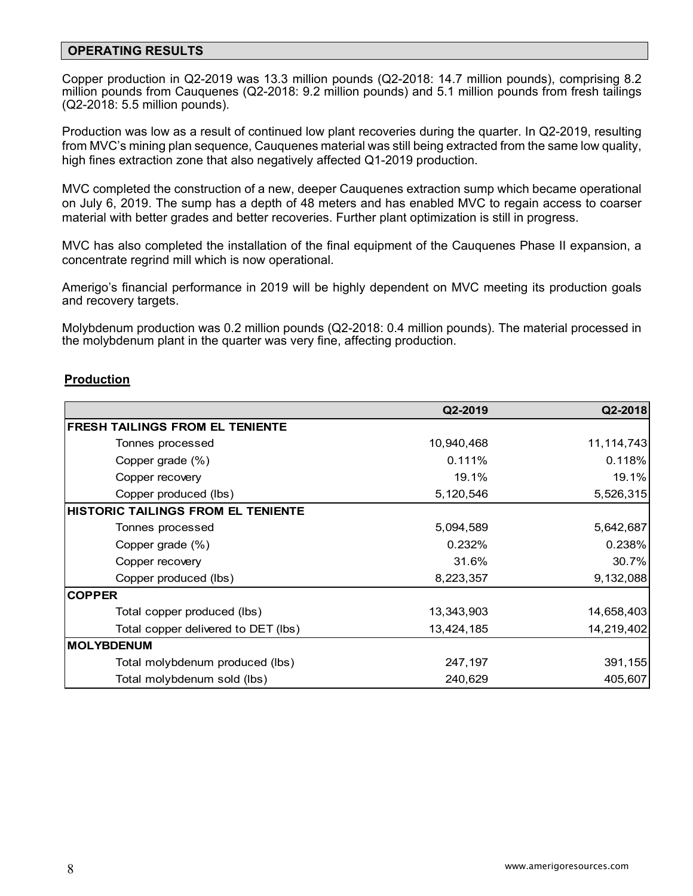## OPERATING RESULTS

Copper production in Q2-2019 was 13.3 million pounds (Q2-2018: 14.7 million pounds), comprising 8.2 million pounds from Cauquenes (Q2-2018: 9.2 million pounds) and 5.1 million pounds from fresh tailings (Q2-2018: 5.5 million pounds).

Production was low as a result of continued low plant recoveries during the quarter. In Q2-2019, resulting from MVC's mining plan sequence, Cauquenes material was still being extracted from the same low quality, high fines extraction zone that also negatively affected Q1-2019 production.

MVC completed the construction of a new, deeper Cauquenes extraction sump which became operational on July 6, 2019. The sump has a depth of 48 meters and has enabled MVC to regain access to coarser material with better grades and better recoveries. Further plant optimization is still in progress.

MVC has also completed the installation of the final equipment of the Cauquenes Phase II expansion, a concentrate regrind mill which is now operational.

Amerigo's financial performance in 2019 will be highly dependent on MVC meeting its production goals and recovery targets.

Molybdenum production was 0.2 million pounds (Q2-2018: 0.4 million pounds). The material processed in the molybdenum plant in the quarter was very fine, affecting production.

### Production

| | Q2-2019 | Q2-2018 |
|---|---|---|
| **FRESH TAILINGS FROM EL TENIENTE** | | |
| Tonnes processed | 10,940,468 | 11,114,743 |
| Copper grade (%) | 0.111% | 0.118% |
| Copper recovery | 19.1% | 19.1% |
| Copper produced (lbs) | 5,120,546 | 5,526,315 |
| **HISTORIC TAILINGS FROM EL TENIENTE** | | |
| Tonnes processed | 5,094,589 | 5,642,687 |
| Copper grade (%) | 0.232% | 0.238% |
| Copper recovery | 31.6% | 30.7% |
| Copper produced (lbs) | 8,223,357 | 9,132,088 |
| **COPPER** | | |
| Total copper produced (lbs) | 13,343,903 | 14,658,403 |
| Total copper delivered to DET (lbs) | 13,424,185 | 14,219,402 |
| **MOLYBDENUM** | | |
| Total molybdenum produced (lbs) | 247,197 | 391,155 |
| Total molybdenum sold (lbs) | 240,629 | 405,607 |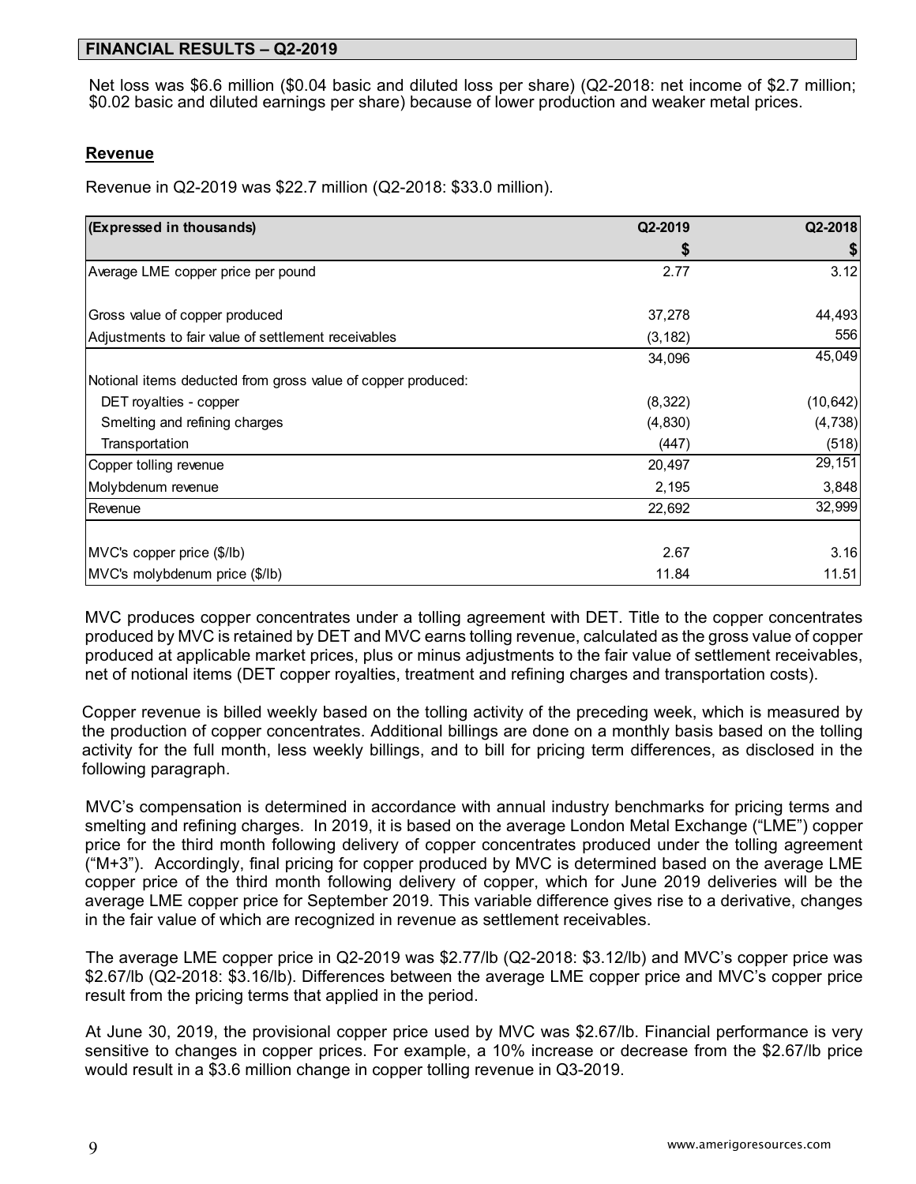## FINANCIAL RESULTS – Q2-2019

Net loss was $6.6 million ($0.04 basic and diluted loss per share) (Q2-2018: net income of $2.7 million; $0.02 basic and diluted earnings per share) because of lower production and weaker metal prices.

### Revenue

Revenue in Q2-2019 was $22.7 million (Q2-2018: $33.0 million).

| (Expressed in thousands) | Q2-2019 | Q2-2018 |
|---|---|---|
| | $ | $ |
| Average LME copper price per pound | 2.77 | 3.12 |
| | | |
| Gross value of copper produced | 37,278 | 44,493 |
| Adjustments to fair value of settlement receivables | (3,182) | 556 |
| | 34,096 | 45,049 |
| Notional items deducted from gross value of copper produced: | | |
| DET royalties - copper | (8,322) | (10,642) |
| Smelting and refining charges | (4,830) | (4,738) |
| Transportation | (447) | (518) |
| Copper tolling revenue | 20,497 | 29,151 |
| Molybdenum revenue | 2,195 | 3,848 |
| Revenue | 22,692 | 32,999 |
| | | |
| MVC's copper price ($/lb) | 2.67 | 3.16 |
| MVC's molybdenum price ($/lb) | 11.84 | 11.51 |

MVC produces copper concentrates under a tolling agreement with DET. Title to the copper concentrates produced by MVC is retained by DET and MVC earns tolling revenue, calculated as the gross value of copper produced at applicable market prices, plus or minus adjustments to the fair value of settlement receivables, net of notional items (DET copper royalties, treatment and refining charges and transportation costs).

Copper revenue is billed weekly based on the tolling activity of the preceding week, which is measured by the production of copper concentrates. Additional billings are done on a monthly basis based on the tolling activity for the full month, less weekly billings, and to bill for pricing term differences, as disclosed in the following paragraph.

MVC's compensation is determined in accordance with annual industry benchmarks for pricing terms and smelting and refining charges. In 2019, it is based on the average London Metal Exchange ("LME") copper price for the third month following delivery of copper concentrates produced under the tolling agreement ("M+3"). Accordingly, final pricing for copper produced by MVC is determined based on the average LME copper price of the third month following delivery of copper, which for June 2019 deliveries will be the average LME copper price for September 2019. This variable difference gives rise to a derivative, changes in the fair value of which are recognized in revenue as settlement receivables.

The average LME copper price in Q2-2019 was $2.77/lb (Q2-2018: $3.12/lb) and MVC's copper price was $2.67/lb (Q2-2018: $3.16/lb). Differences between the average LME copper price and MVC's copper price result from the pricing terms that applied in the period.

At June 30, 2019, the provisional copper price used by MVC was $2.67/lb. Financial performance is very sensitive to changes in copper prices. For example, a 10% increase or decrease from the $2.67/lb price would result in a $3.6 million change in copper tolling revenue in Q3-2019.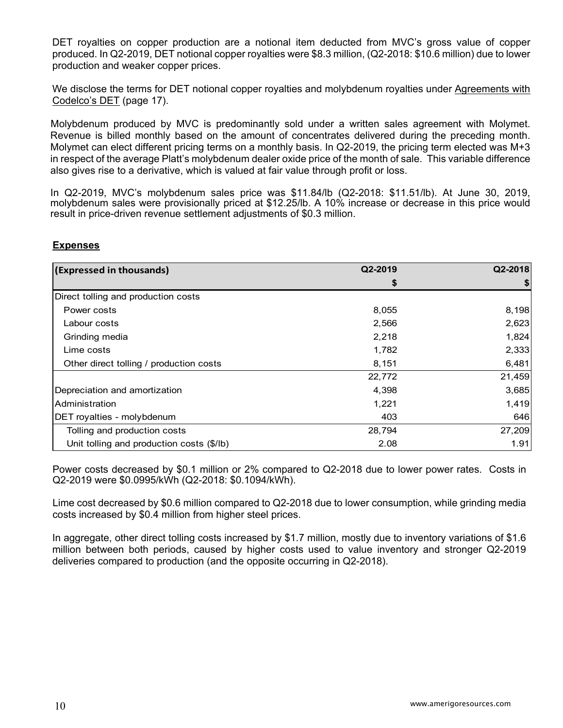DET royalties on copper production are a notional item deducted from MVC's gross value of copper produced. In Q2-2019, DET notional copper royalties were $8.3 million, (Q2-2018: $10.6 million) due to lower production and weaker copper prices.

We disclose the terms for DET notional copper royalties and molybdenum royalties under Agreements with Codelco's DET (page 17).

Molybdenum produced by MVC is predominantly sold under a written sales agreement with Molymet. Revenue is billed monthly based on the amount of concentrates delivered during the preceding month. Molymet can elect different pricing terms on a monthly basis. In Q2-2019, the pricing term elected was M+3 in respect of the average Platt's molybdenum dealer oxide price of the month of sale. This variable difference also gives rise to a derivative, which is valued at fair value through profit or loss.

In Q2-2019, MVC's molybdenum sales price was $11.84/lb (Q2-2018: $11.51/lb). At June 30, 2019, molybdenum sales were provisionally priced at $12.25/lb. A 10% increase or decrease in this price would result in price-driven revenue settlement adjustments of $0.3 million.

## Expenses

| (Expressed in thousands) | Q2-2019 | Q2-2018 |
|---|---|---|
| | $ | $ |
| Direct tolling and production costs | | |
| Power costs | 8,055 | 8,198 |
| Labour costs | 2,566 | 2,623 |
| Grinding media | 2,218 | 1,824 |
| Lime costs | 1,782 | 2,333 |
| Other direct tolling / production costs | 8,151 | 6,481 |
| | 22,772 | 21,459 |
| Depreciation and amortization | 4,398 | 3,685 |
| Administration | 1,221 | 1,419 |
| DET royalties - molybdenum | 403 | 646 |
| Tolling and production costs | 28,794 | 27,209 |
| Unit tolling and production costs ($/lb) | 2.08 | 1.91 |

Power costs decreased by $0.1 million or 2% compared to Q2-2018 due to lower power rates. Costs in Q2-2019 were $0.0995/kWh (Q2-2018: $0.1094/kWh).

Lime cost decreased by $0.6 million compared to Q2-2018 due to lower consumption, while grinding media costs increased by $0.4 million from higher steel prices.

In aggregate, other direct tolling costs increased by $1.7 million, mostly due to inventory variations of $1.6 million between both periods, caused by higher costs used to value inventory and stronger Q2-2019 deliveries compared to production (and the opposite occurring in Q2-2018).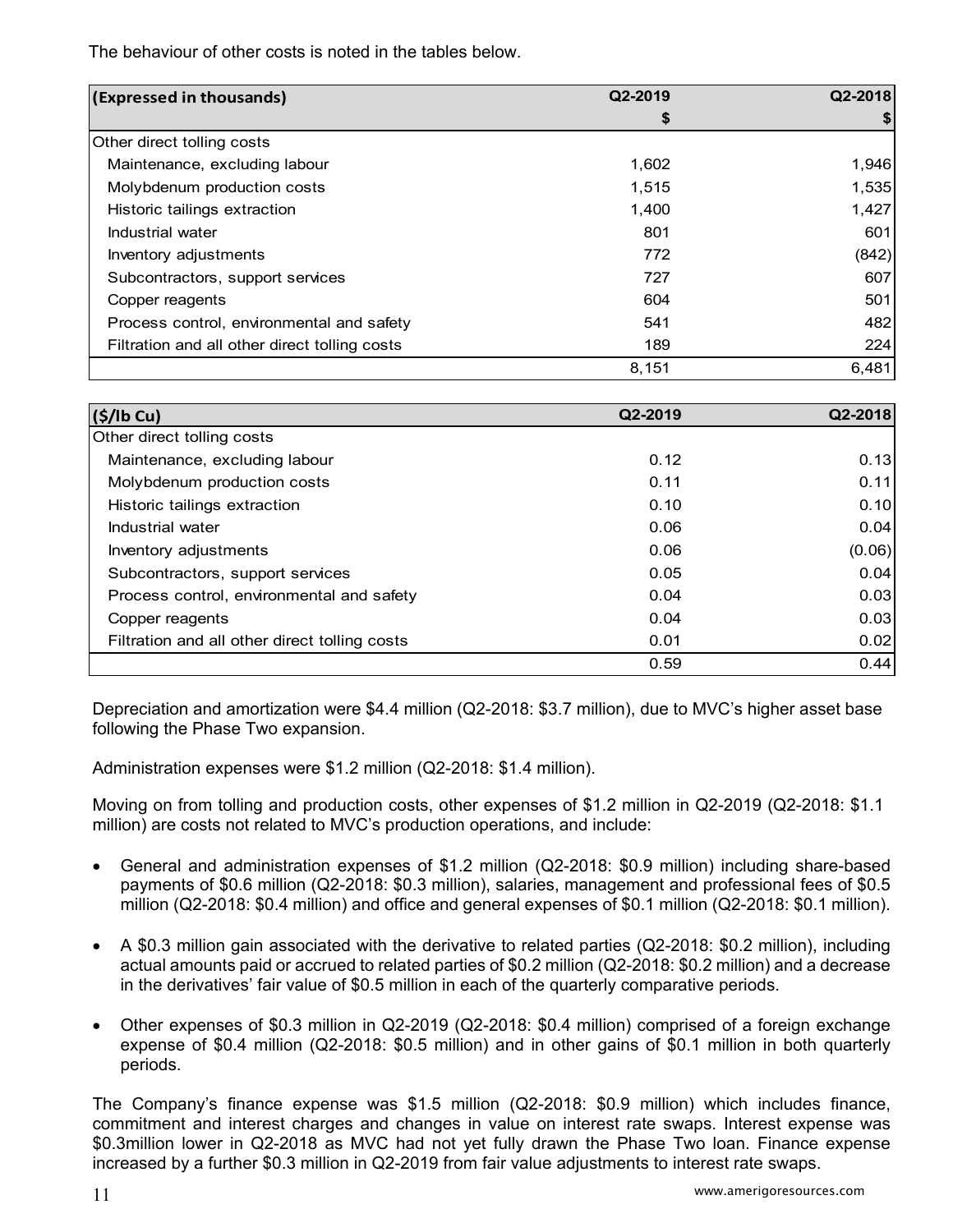The behaviour of other costs is noted in the tables below.

| (Expressed in thousands) | Q2-2019 | Q2-2018 |
|---|---|---|
| | $ | $ |
| Other direct tolling costs | | |
| Maintenance, excluding labour | 1,602 | 1,946 |
| Molybdenum production costs | 1,515 | 1,535 |
| Historic tailings extraction | 1,400 | 1,427 |
| Industrial water | 801 | 601 |
| Inventory adjustments | 772 | (842) |
| Subcontractors, support services | 727 | 607 |
| Copper reagents | 604 | 501 |
| Process control, environmental and safety | 541 | 482 |
| Filtration and all other direct tolling costs | 189 | 224 |
| | 8,151 | 6,481 |

| ($/lb Cu) | Q2-2019 | Q2-2018 |
|---|---|---|
| Other direct tolling costs | | |
| Maintenance, excluding labour | 0.12 | 0.13 |
| Molybdenum production costs | 0.11 | 0.11 |
| Historic tailings extraction | 0.10 | 0.10 |
| Industrial water | 0.06 | 0.04 |
| Inventory adjustments | 0.06 | (0.06) |
| Subcontractors, support services | 0.05 | 0.04 |
| Process control, environmental and safety | 0.04 | 0.03 |
| Copper reagents | 0.04 | 0.03 |
| Filtration and all other direct tolling costs | 0.01 | 0.02 |
| | 0.59 | 0.44 |

Depreciation and amortization were $4.4 million (Q2-2018: $3.7 million), due to MVC's higher asset base following the Phase Two expansion.

Administration expenses were $1.2 million (Q2-2018: $1.4 million).

Moving on from tolling and production costs, other expenses of $1.2 million in Q2-2019 (Q2-2018: $1.1 million) are costs not related to MVC's production operations, and include:

- General and administration expenses of $1.2 million (Q2-2018: $0.9 million) including share-based payments of $0.6 million (Q2-2018: $0.3 million), salaries, management and professional fees of $0.5 million (Q2-2018: $0.4 million) and office and general expenses of $0.1 million (Q2-2018: $0.1 million).
- A $0.3 million gain associated with the derivative to related parties (Q2-2018: $0.2 million), including actual amounts paid or accrued to related parties of $0.2 million (Q2-2018: $0.2 million) and a decrease in the derivatives' fair value of $0.5 million in each of the quarterly comparative periods.
- Other expenses of $0.3 million in Q2-2019 (Q2-2018: $0.4 million) comprised of a foreign exchange expense of $0.4 million (Q2-2018: $0.5 million) and in other gains of $0.1 million in both quarterly periods.

The Company's finance expense was $1.5 million (Q2-2018: $0.9 million) which includes finance, commitment and interest charges and changes in value on interest rate swaps. Interest expense was $0.3million lower in Q2-2018 as MVC had not yet fully drawn the Phase Two loan. Finance expense increased by a further $0.3 million in Q2-2019 from fair value adjustments to interest rate swaps.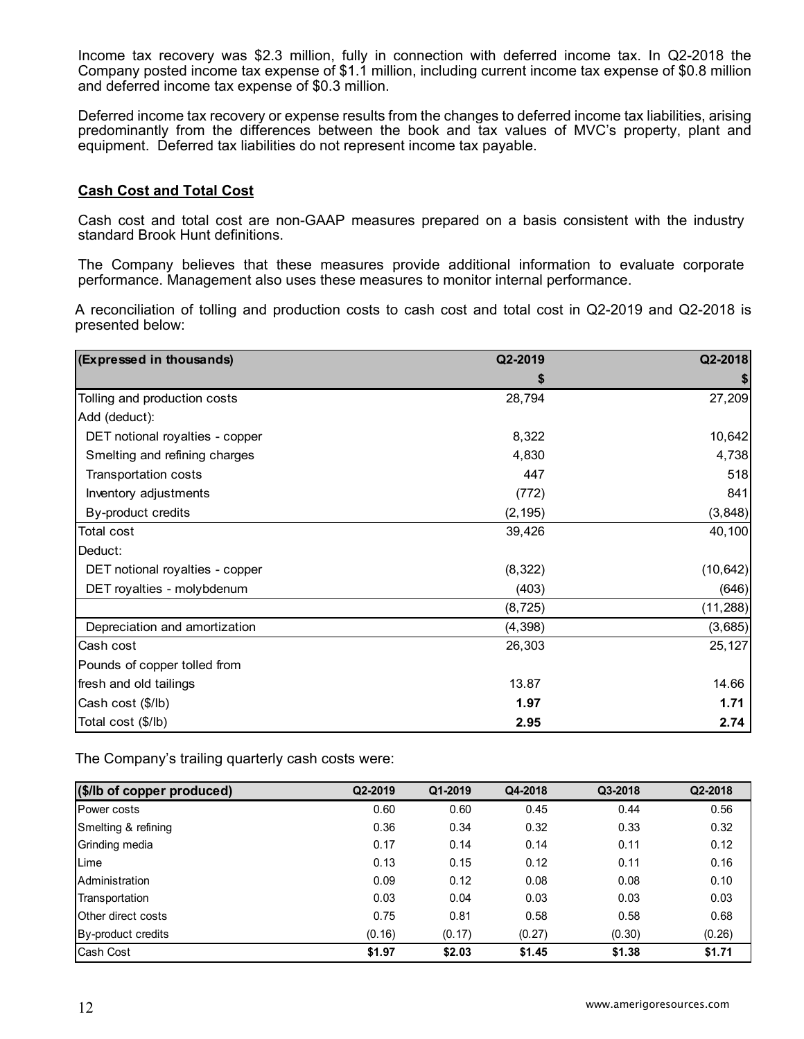Income tax recovery was $2.3 million, fully in connection with deferred income tax. In Q2-2018 the Company posted income tax expense of $1.1 million, including current income tax expense of $0.8 million and deferred income tax expense of $0.3 million.

Deferred income tax recovery or expense results from the changes to deferred income tax liabilities, arising predominantly from the differences between the book and tax values of MVC's property, plant and equipment. Deferred tax liabilities do not represent income tax payable.

## Cash Cost and Total Cost

Cash cost and total cost are non-GAAP measures prepared on a basis consistent with the industry standard Brook Hunt definitions.

The Company believes that these measures provide additional information to evaluate corporate performance. Management also uses these measures to monitor internal performance.

A reconciliation of tolling and production costs to cash cost and total cost in Q2-2019 and Q2-2018 is presented below:

| (Expressed in thousands) | Q2-2019 | Q2-2018 |
|---|---|---|
| | $ | $ |
| Tolling and production costs | 28,794 | 27,209 |
| Add (deduct): | | |
| DET notional royalties - copper | 8,322 | 10,642 |
| Smelting and refining charges | 4,830 | 4,738 |
| Transportation costs | 447 | 518 |
| Inventory adjustments | (772) | 841 |
| By-product credits | (2,195) | (3,848) |
| Total cost | 39,426 | 40,100 |
| Deduct: | | |
| DET notional royalties - copper | (8,322) | (10,642) |
| DET royalties - molybdenum | (403) | (646) |
| | (8,725) | (11,288) |
| Depreciation and amortization | (4,398) | (3,685) |
| Cash cost | 26,303 | 25,127 |
| Pounds of copper tolled from fresh and old tailings | 13.87 | 14.66 |
| Cash cost ($/lb) | **1.97** | **1.71** |
| Total cost ($/lb) | **2.95** | **2.74** |

The Company's trailing quarterly cash costs were:

| ($/lb of copper produced) | Q2-2019 | Q1-2019 | Q4-2018 | Q3-2018 | Q2-2018 |
|---|---|---|---|---|---|
| Power costs | 0.60 | 0.60 | 0.45 | 0.44 | 0.56 |
| Smelting & refining | 0.36 | 0.34 | 0.32 | 0.33 | 0.32 |
| Grinding media | 0.17 | 0.14 | 0.14 | 0.11 | 0.12 |
| Lime | 0.13 | 0.15 | 0.12 | 0.11 | 0.16 |
| Administration | 0.09 | 0.12 | 0.08 | 0.08 | 0.10 |
| Transportation | 0.03 | 0.04 | 0.03 | 0.03 | 0.03 |
| Other direct costs | 0.75 | 0.81 | 0.58 | 0.58 | 0.68 |
| By-product credits | (0.16) | (0.17) | (0.27) | (0.30) | (0.26) |
| Cash Cost | **$1.97** | **$2.03** | **$1.45** | **$1.38** | **$1.71** |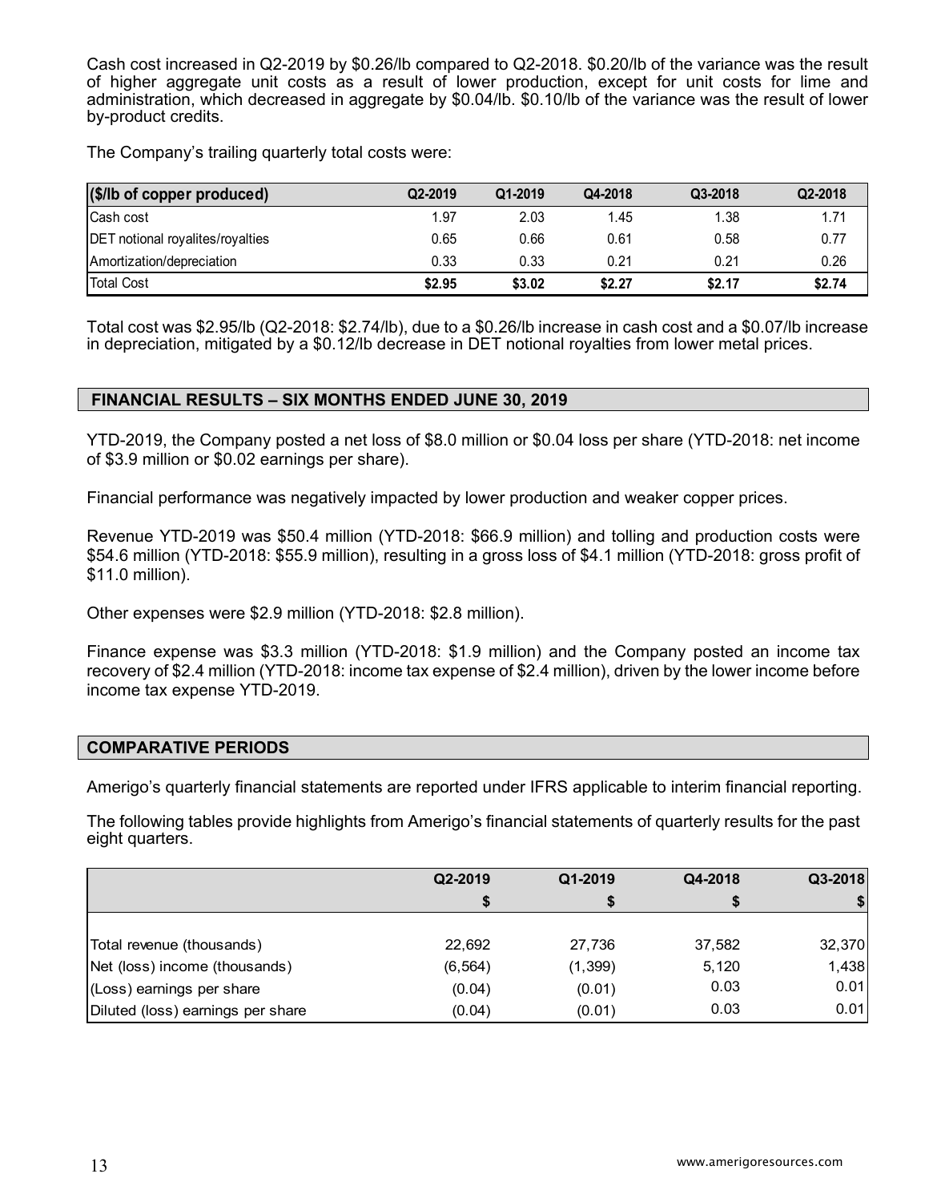Cash cost increased in Q2-2019 by $0.26/lb compared to Q2-2018. $0.20/lb of the variance was the result of higher aggregate unit costs as a result of lower production, except for unit costs for lime and administration, which decreased in aggregate by $0.04/lb. $0.10/lb of the variance was the result of lower by-product credits.

The Company's trailing quarterly total costs were:

| ($/lb of copper produced) | Q2-2019 | Q1-2019 | Q4-2018 | Q3-2018 | Q2-2018 |
|---|---|---|---|---|---|
| Cash cost | 1.97 | 2.03 | 1.45 | 1.38 | 1.71 |
| DET notional royalites/royalties | 0.65 | 0.66 | 0.61 | 0.58 | 0.77 |
| Amortization/depreciation | 0.33 | 0.33 | 0.21 | 0.21 | 0.26 |
| Total Cost | **$2.95** | **$3.02** | **$2.27** | **$2.17** | **$2.74** |

Total cost was $2.95/lb (Q2-2018: $2.74/lb), due to a $0.26/lb increase in cash cost and a $0.07/lb increase in depreciation, mitigated by a $0.12/lb decrease in DET notional royalties from lower metal prices.

## FINANCIAL RESULTS – SIX MONTHS ENDED JUNE 30, 2019

YTD-2019, the Company posted a net loss of $8.0 million or $0.04 loss per share (YTD-2018: net income of $3.9 million or $0.02 earnings per share).

Financial performance was negatively impacted by lower production and weaker copper prices.

Revenue YTD-2019 was $50.4 million (YTD-2018: $66.9 million) and tolling and production costs were $54.6 million (YTD-2018: $55.9 million), resulting in a gross loss of $4.1 million (YTD-2018: gross profit of $11.0 million).

Other expenses were $2.9 million (YTD-2018: $2.8 million).

Finance expense was $3.3 million (YTD-2018: $1.9 million) and the Company posted an income tax recovery of $2.4 million (YTD-2018: income tax expense of $2.4 million), driven by the lower income before income tax expense YTD-2019.

## COMPARATIVE PERIODS

Amerigo's quarterly financial statements are reported under IFRS applicable to interim financial reporting.

The following tables provide highlights from Amerigo's financial statements of quarterly results for the past eight quarters.

| | Q2-2019 | Q1-2019 | Q4-2018 | Q3-2018 |
|---|---|---|---|---|
| | $ | $ | $ | $ |
| Total revenue (thousands) | 22,692 | 27,736 | 37,582 | 32,370 |
| Net (loss) income (thousands) | (6,564) | (1,399) | 5,120 | 1,438 |
| (Loss) earnings per share | (0.04) | (0.01) | 0.03 | 0.01 |
| Diluted (loss) earnings per share | (0.04) | (0.01) | 0.03 | 0.01 |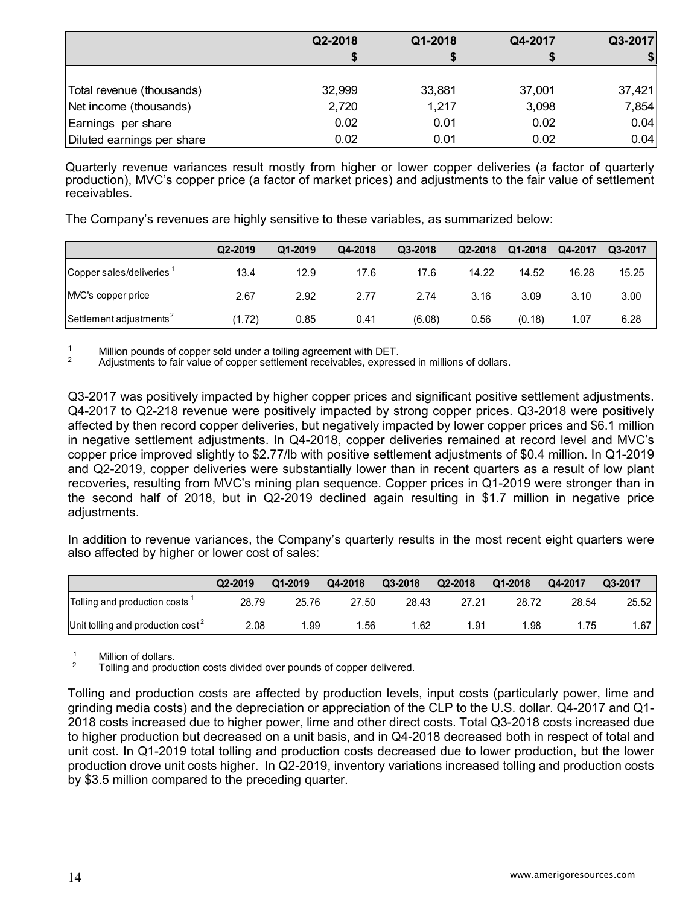| | Q2-2018<br>$ | Q1-2018<br>$ | Q4-2017<br>$ | Q3-2017<br>$ |
|---|---|---|---|---|
| Total revenue (thousands) | 32,999 | 33,881 | 37,001 | 37,421 |
| Net income (thousands) | 2,720 | 1,217 | 3,098 | 7,854 |
| Earnings per share | 0.02 | 0.01 | 0.02 | 0.04 |
| Diluted earnings per share | 0.02 | 0.01 | 0.02 | 0.04 |

Quarterly revenue variances result mostly from higher or lower copper deliveries (a factor of quarterly production), MVC's copper price (a factor of market prices) and adjustments to the fair value of settlement receivables.

The Company's revenues are highly sensitive to these variables, as summarized below:

| | Q2-2019 | Q1-2019 | Q4-2018 | Q3-2018 | Q2-2018 | Q1-2018 | Q4-2017 | Q3-2017 |
|---|---|---|---|---|---|---|---|---|
| Copper sales/deliveries [1] | 13.4 | 12.9 | 17.6 | 17.6 | 14.22 | 14.52 | 16.28 | 15.25 |
| MVC's copper price | 2.67 | 2.92 | 2.77 | 2.74 | 3.16 | 3.09 | 3.10 | 3.00 |
| Settlement adjustments [2] | (1.72) | 0.85 | 0.41 | (6.08) | 0.56 | (0.18) | 1.07 | 6.28 |

[1] Million pounds of copper sold under a tolling agreement with DET.
[2] Adjustments to fair value of copper settlement receivables, expressed in millions of dollars.

Q3-2017 was positively impacted by higher copper prices and significant positive settlement adjustments. Q4-2017 to Q2-218 revenue were positively impacted by strong copper prices. Q3-2018 were positively affected by then record copper deliveries, but negatively impacted by lower copper prices and $6.1 million in negative settlement adjustments. In Q4-2018, copper deliveries remained at record level and MVC's copper price improved slightly to $2.77/lb with positive settlement adjustments of $0.4 million. In Q1-2019 and Q2-2019, copper deliveries were substantially lower than in recent quarters as a result of low plant recoveries, resulting from MVC's mining plan sequence. Copper prices in Q1-2019 were stronger than in the second half of 2018, but in Q2-2019 declined again resulting in $1.7 million in negative price adjustments.

In addition to revenue variances, the Company's quarterly results in the most recent eight quarters were also affected by higher or lower cost of sales:

| | Q2-2019 | Q1-2019 | Q4-2018 | Q3-2018 | Q2-2018 | Q1-2018 | Q4-2017 | Q3-2017 |
|---|---|---|---|---|---|---|---|---|
| Tolling and production costs [1] | 28.79 | 25.76 | 27.50 | 28.43 | 27.21 | 28.72 | 28.54 | 25.52 |
| Unit tolling and production cost [2] | 2.08 | 1.99 | 1.56 | 1.62 | 1.91 | 1.98 | 1.75 | 1.67 |

[1] Million of dollars.
[2] Tolling and production costs divided over pounds of copper delivered.

Tolling and production costs are affected by production levels, input costs (particularly power, lime and grinding media costs) and the depreciation or appreciation of the CLP to the U.S. dollar. Q4-2017 and Q1-2018 costs increased due to higher power, lime and other direct costs. Total Q3-2018 costs increased due to higher production but decreased on a unit basis, and in Q4-2018 decreased both in respect of total and unit cost. In Q1-2019 total tolling and production costs decreased due to lower production, but the lower production drove unit costs higher. In Q2-2019, inventory variations increased tolling and production costs by $3.5 million compared to the preceding quarter.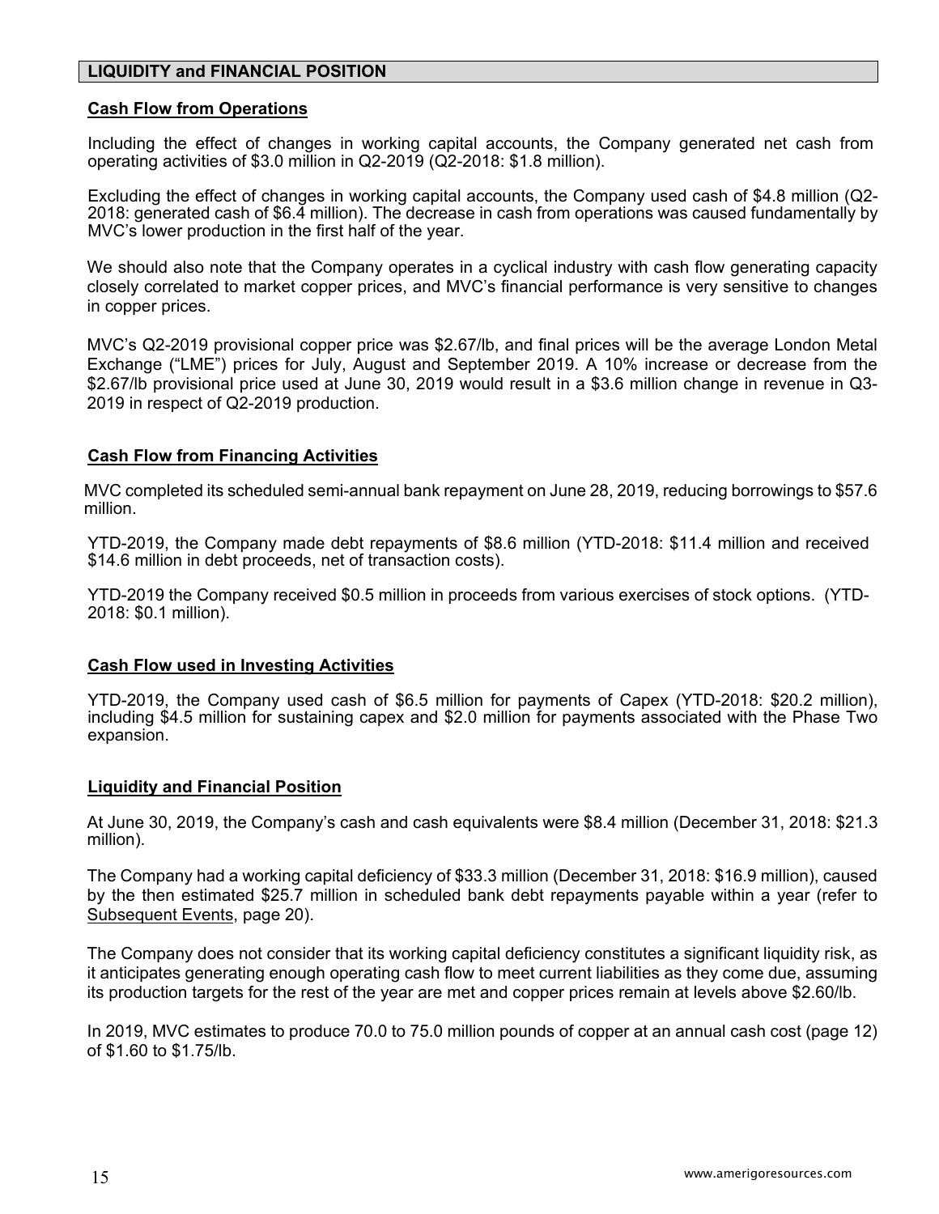## LIQUIDITY and FINANCIAL POSITION

### Cash Flow from Operations

Including the effect of changes in working capital accounts, the Company generated net cash from operating activities of $3.0 million in Q2-2019 (Q2-2018: $1.8 million).

Excluding the effect of changes in working capital accounts, the Company used cash of $4.8 million (Q2-2018: generated cash of $6.4 million). The decrease in cash from operations was caused fundamentally by MVC's lower production in the first half of the year.

We should also note that the Company operates in a cyclical industry with cash flow generating capacity closely correlated to market copper prices, and MVC's financial performance is very sensitive to changes in copper prices.

MVC's Q2-2019 provisional copper price was $2.67/lb, and final prices will be the average London Metal Exchange ("LME") prices for July, August and September 2019. A 10% increase or decrease from the $2.67/lb provisional price used at June 30, 2019 would result in a $3.6 million change in revenue in Q3-2019 in respect of Q2-2019 production.

### Cash Flow from Financing Activities

MVC completed its scheduled semi-annual bank repayment on June 28, 2019, reducing borrowings to $57.6 million.

YTD-2019, the Company made debt repayments of $8.6 million (YTD-2018: $11.4 million and received $14.6 million in debt proceeds, net of transaction costs).

YTD-2019 the Company received $0.5 million in proceeds from various exercises of stock options. (YTD-2018: $0.1 million).

### Cash Flow used in Investing Activities

YTD-2019, the Company used cash of $6.5 million for payments of Capex (YTD-2018: $20.2 million), including $4.5 million for sustaining capex and $2.0 million for payments associated with the Phase Two expansion.

### Liquidity and Financial Position

At June 30, 2019, the Company's cash and cash equivalents were $8.4 million (December 31, 2018: $21.3 million).

The Company had a working capital deficiency of $33.3 million (December 31, 2018: $16.9 million), caused by the then estimated $25.7 million in scheduled bank debt repayments payable within a year (refer to Subsequent Events, page 20).

The Company does not consider that its working capital deficiency constitutes a significant liquidity risk, as it anticipates generating enough operating cash flow to meet current liabilities as they come due, assuming its production targets for the rest of the year are met and copper prices remain at levels above $2.60/lb.

In 2019, MVC estimates to produce 70.0 to 75.0 million pounds of copper at an annual cash cost (page 12) of $1.60 to $1.75/lb.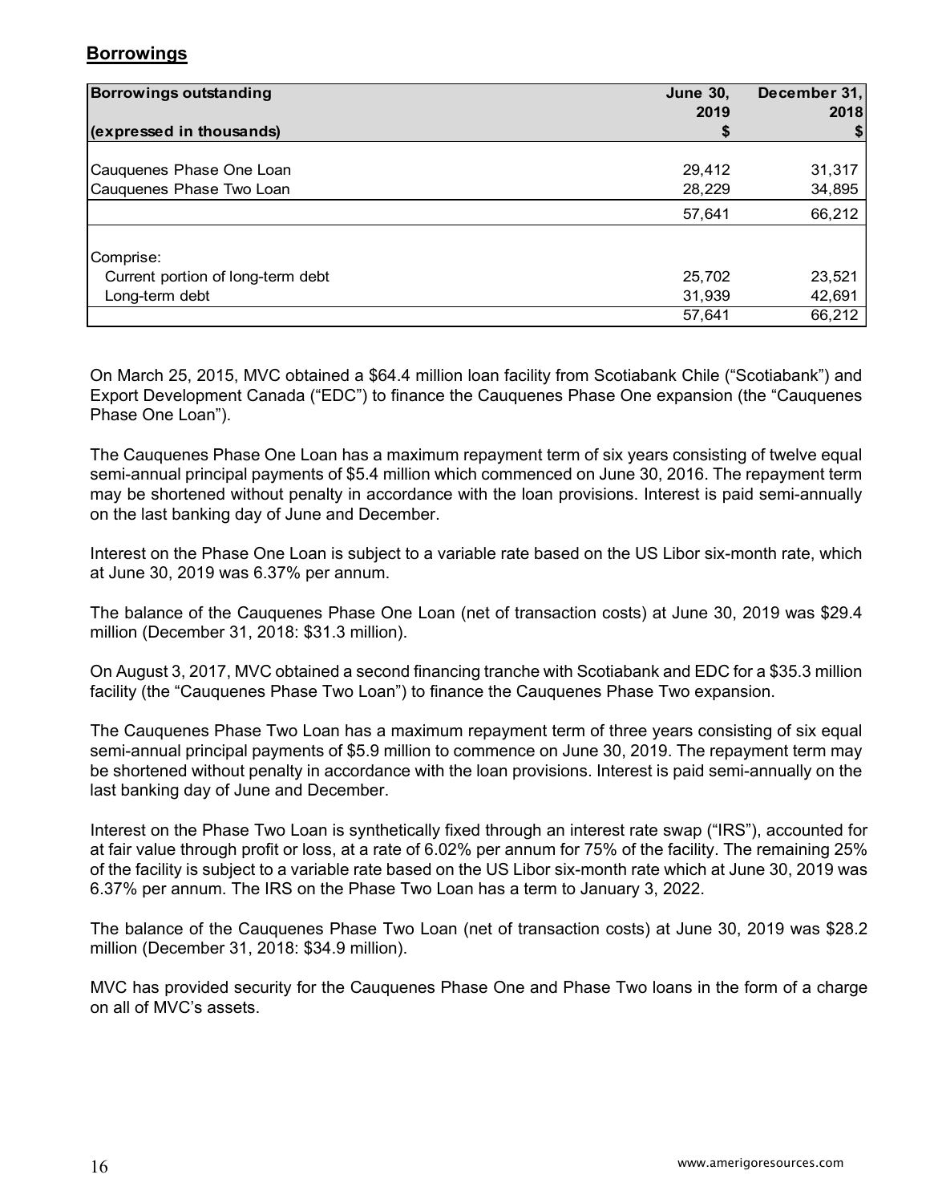## Borrowings

| Borrowings outstanding<br>(expressed in thousands) | June 30, 2019<br>$ | December 31, 2018<br>$ |
|---|---|---|
| Cauquenes Phase One Loan | 29,412 | 31,317 |
| Cauquenes Phase Two Loan | 28,229 | 34,895 |
| | 57,641 | 66,212 |
| Comprise: | | |
| Current portion of long-term debt | 25,702 | 23,521 |
| Long-term debt | 31,939 | 42,691 |
| | 57,641 | 66,212 |

On March 25, 2015, MVC obtained a $64.4 million loan facility from Scotiabank Chile ("Scotiabank") and Export Development Canada ("EDC") to finance the Cauquenes Phase One expansion (the "Cauquenes Phase One Loan").

The Cauquenes Phase One Loan has a maximum repayment term of six years consisting of twelve equal semi-annual principal payments of $5.4 million which commenced on June 30, 2016. The repayment term may be shortened without penalty in accordance with the loan provisions. Interest is paid semi-annually on the last banking day of June and December.

Interest on the Phase One Loan is subject to a variable rate based on the US Libor six-month rate, which at June 30, 2019 was 6.37% per annum.

The balance of the Cauquenes Phase One Loan (net of transaction costs) at June 30, 2019 was $29.4 million (December 31, 2018: $31.3 million).

On August 3, 2017, MVC obtained a second financing tranche with Scotiabank and EDC for a $35.3 million facility (the "Cauquenes Phase Two Loan") to finance the Cauquenes Phase Two expansion.

The Cauquenes Phase Two Loan has a maximum repayment term of three years consisting of six equal semi-annual principal payments of $5.9 million to commence on June 30, 2019. The repayment term may be shortened without penalty in accordance with the loan provisions. Interest is paid semi-annually on the last banking day of June and December.

Interest on the Phase Two Loan is synthetically fixed through an interest rate swap ("IRS"), accounted for at fair value through profit or loss, at a rate of 6.02% per annum for 75% of the facility. The remaining 25% of the facility is subject to a variable rate based on the US Libor six-month rate which at June 30, 2019 was 6.37% per annum. The IRS on the Phase Two Loan has a term to January 3, 2022.

The balance of the Cauquenes Phase Two Loan (net of transaction costs) at June 30, 2019 was $28.2 million (December 31, 2018: $34.9 million).

MVC has provided security for the Cauquenes Phase One and Phase Two loans in the form of a charge on all of MVC's assets.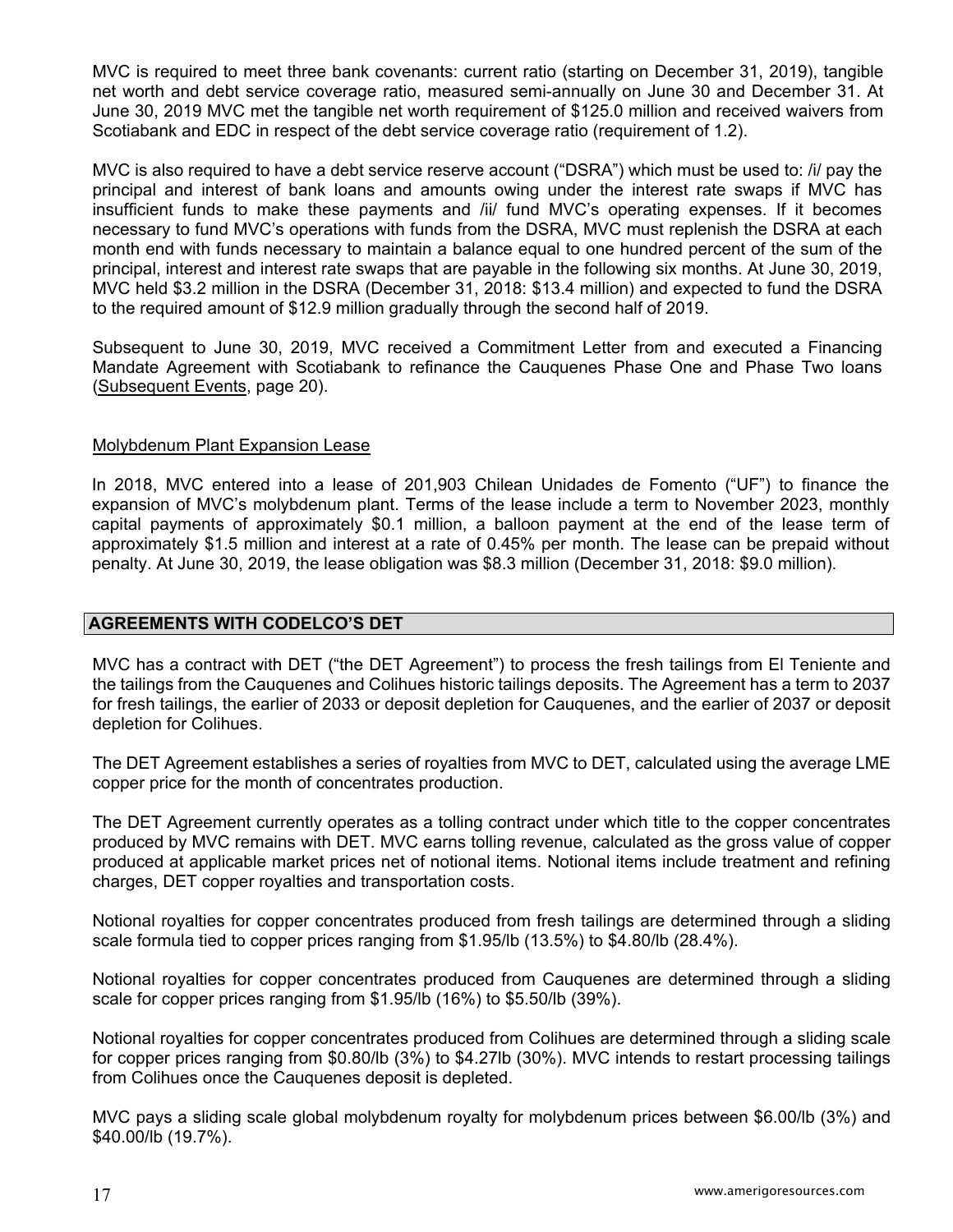MVC is required to meet three bank covenants: current ratio (starting on December 31, 2019), tangible net worth and debt service coverage ratio, measured semi-annually on June 30 and December 31. At June 30, 2019 MVC met the tangible net worth requirement of $125.0 million and received waivers from Scotiabank and EDC in respect of the debt service coverage ratio (requirement of 1.2).

MVC is also required to have a debt service reserve account ("DSRA") which must be used to: /i/ pay the principal and interest of bank loans and amounts owing under the interest rate swaps if MVC has insufficient funds to make these payments and /ii/ fund MVC's operating expenses. If it becomes necessary to fund MVC's operations with funds from the DSRA, MVC must replenish the DSRA at each month end with funds necessary to maintain a balance equal to one hundred percent of the sum of the principal, interest and interest rate swaps that are payable in the following six months. At June 30, 2019, MVC held $3.2 million in the DSRA (December 31, 2018: $13.4 million) and expected to fund the DSRA to the required amount of $12.9 million gradually through the second half of 2019.

Subsequent to June 30, 2019, MVC received a Commitment Letter from and executed a Financing Mandate Agreement with Scotiabank to refinance the Cauquenes Phase One and Phase Two loans (Subsequent Events, page 20).

### Molybdenum Plant Expansion Lease

In 2018, MVC entered into a lease of 201,903 Chilean Unidades de Fomento ("UF") to finance the expansion of MVC's molybdenum plant. Terms of the lease include a term to November 2023, monthly capital payments of approximately $0.1 million, a balloon payment at the end of the lease term of approximately $1.5 million and interest at a rate of 0.45% per month. The lease can be prepaid without penalty. At June 30, 2019, the lease obligation was $8.3 million (December 31, 2018: $9.0 million).

## AGREEMENTS WITH CODELCO'S DET

MVC has a contract with DET ("the DET Agreement") to process the fresh tailings from El Teniente and the tailings from the Cauquenes and Colihues historic tailings deposits. The Agreement has a term to 2037 for fresh tailings, the earlier of 2033 or deposit depletion for Cauquenes, and the earlier of 2037 or deposit depletion for Colihues.

The DET Agreement establishes a series of royalties from MVC to DET, calculated using the average LME copper price for the month of concentrates production.

The DET Agreement currently operates as a tolling contract under which title to the copper concentrates produced by MVC remains with DET. MVC earns tolling revenue, calculated as the gross value of copper produced at applicable market prices net of notional items. Notional items include treatment and refining charges, DET copper royalties and transportation costs.

Notional royalties for copper concentrates produced from fresh tailings are determined through a sliding scale formula tied to copper prices ranging from $1.95/lb (13.5%) to $4.80/lb (28.4%).

Notional royalties for copper concentrates produced from Cauquenes are determined through a sliding scale for copper prices ranging from $1.95/lb (16%) to $5.50/lb (39%).

Notional royalties for copper concentrates produced from Colihues are determined through a sliding scale for copper prices ranging from $0.80/lb (3%) to $4.27lb (30%). MVC intends to restart processing tailings from Colihues once the Cauquenes deposit is depleted.

MVC pays a sliding scale global molybdenum royalty for molybdenum prices between $6.00/lb (3%) and $40.00/lb (19.7%).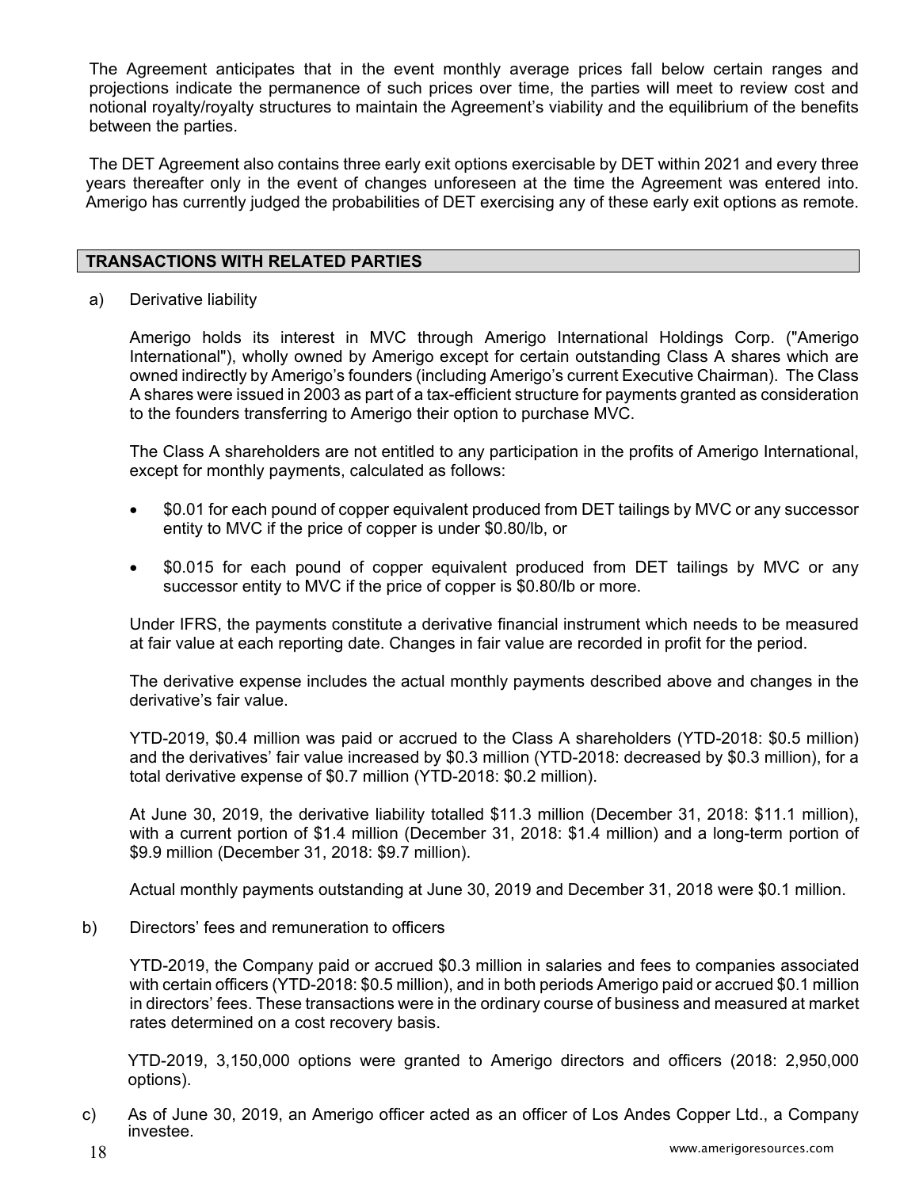The Agreement anticipates that in the event monthly average prices fall below certain ranges and projections indicate the permanence of such prices over time, the parties will meet to review cost and notional royalty/royalty structures to maintain the Agreement's viability and the equilibrium of the benefits between the parties.

The DET Agreement also contains three early exit options exercisable by DET within 2021 and every three years thereafter only in the event of changes unforeseen at the time the Agreement was entered into. Amerigo has currently judged the probabilities of DET exercising any of these early exit options as remote.

## TRANSACTIONS WITH RELATED PARTIES

a) Derivative liability

Amerigo holds its interest in MVC through Amerigo International Holdings Corp. ("Amerigo International"), wholly owned by Amerigo except for certain outstanding Class A shares which are owned indirectly by Amerigo's founders (including Amerigo's current Executive Chairman). The Class A shares were issued in 2003 as part of a tax-efficient structure for payments granted as consideration to the founders transferring to Amerigo their option to purchase MVC.

The Class A shareholders are not entitled to any participation in the profits of Amerigo International, except for monthly payments, calculated as follows:

- $0.01 for each pound of copper equivalent produced from DET tailings by MVC or any successor entity to MVC if the price of copper is under $0.80/lb, or
- $0.015 for each pound of copper equivalent produced from DET tailings by MVC or any successor entity to MVC if the price of copper is $0.80/lb or more.

Under IFRS, the payments constitute a derivative financial instrument which needs to be measured at fair value at each reporting date. Changes in fair value are recorded in profit for the period.

The derivative expense includes the actual monthly payments described above and changes in the derivative's fair value.

YTD-2019, $0.4 million was paid or accrued to the Class A shareholders (YTD-2018: $0.5 million) and the derivatives' fair value increased by $0.3 million (YTD-2018: decreased by $0.3 million), for a total derivative expense of $0.7 million (YTD-2018: $0.2 million).

At June 30, 2019, the derivative liability totalled $11.3 million (December 31, 2018: $11.1 million), with a current portion of $1.4 million (December 31, 2018: $1.4 million) and a long-term portion of $9.9 million (December 31, 2018: $9.7 million).

Actual monthly payments outstanding at June 30, 2019 and December 31, 2018 were $0.1 million.

b) Directors' fees and remuneration to officers

YTD-2019, the Company paid or accrued $0.3 million in salaries and fees to companies associated with certain officers (YTD-2018: $0.5 million), and in both periods Amerigo paid or accrued $0.1 million in directors' fees. These transactions were in the ordinary course of business and measured at market rates determined on a cost recovery basis.

YTD-2019, 3,150,000 options were granted to Amerigo directors and officers (2018: 2,950,000 options).

c) As of June 30, 2019, an Amerigo officer acted as an officer of Los Andes Copper Ltd., a Company investee.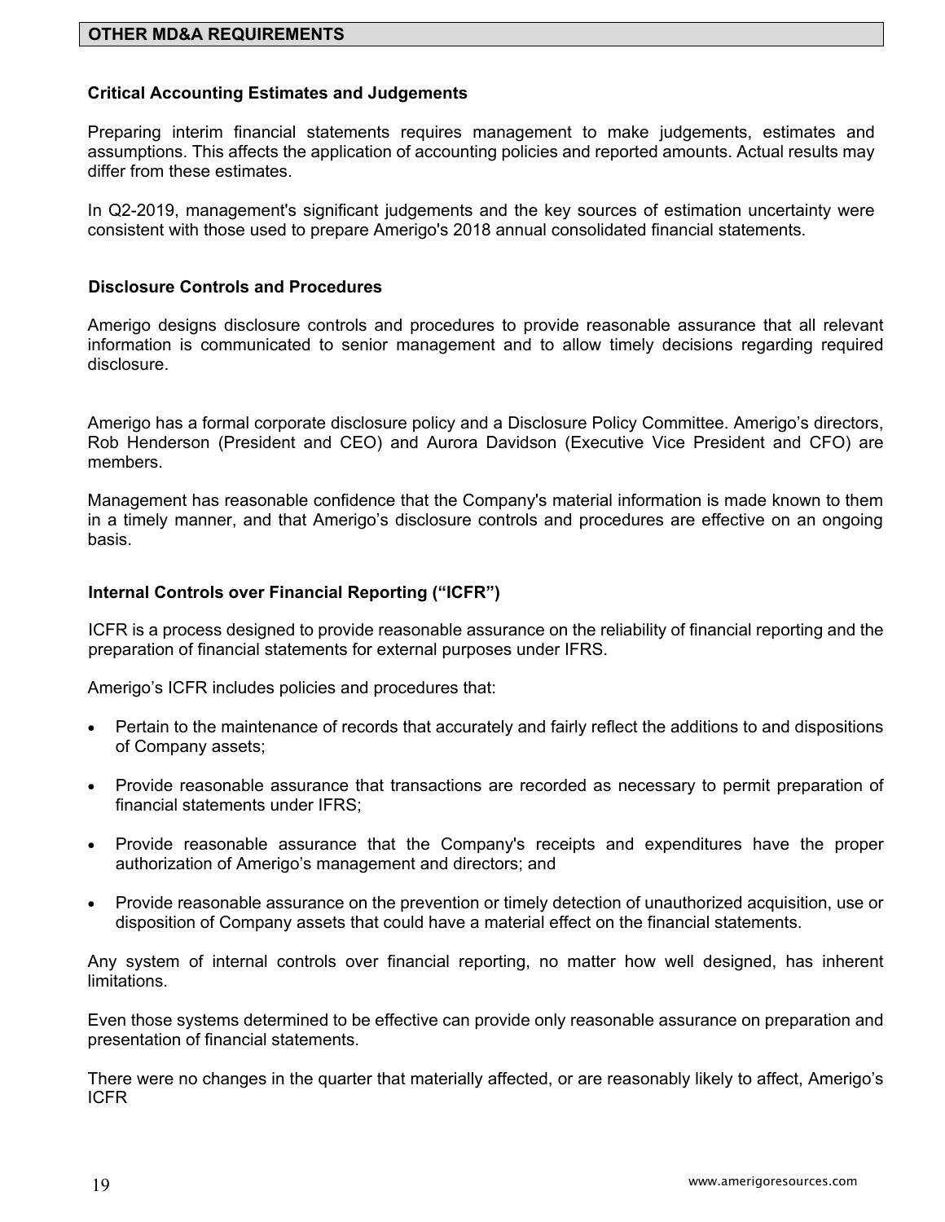## OTHER MD&A REQUIREMENTS

### Critical Accounting Estimates and Judgements

Preparing interim financial statements requires management to make judgements, estimates and assumptions. This affects the application of accounting policies and reported amounts. Actual results may differ from these estimates.

In Q2-2019, management's significant judgements and the key sources of estimation uncertainty were consistent with those used to prepare Amerigo's 2018 annual consolidated financial statements.

### Disclosure Controls and Procedures

Amerigo designs disclosure controls and procedures to provide reasonable assurance that all relevant information is communicated to senior management and to allow timely decisions regarding required disclosure.

Amerigo has a formal corporate disclosure policy and a Disclosure Policy Committee. Amerigo's directors, Rob Henderson (President and CEO) and Aurora Davidson (Executive Vice President and CFO) are members.

Management has reasonable confidence that the Company's material information is made known to them in a timely manner, and that Amerigo's disclosure controls and procedures are effective on an ongoing basis.

### Internal Controls over Financial Reporting ("ICFR")

ICFR is a process designed to provide reasonable assurance on the reliability of financial reporting and the preparation of financial statements for external purposes under IFRS.

Amerigo's ICFR includes policies and procedures that:

- Pertain to the maintenance of records that accurately and fairly reflect the additions to and dispositions of Company assets;
- Provide reasonable assurance that transactions are recorded as necessary to permit preparation of financial statements under IFRS;
- Provide reasonable assurance that the Company's receipts and expenditures have the proper authorization of Amerigo's management and directors; and
- Provide reasonable assurance on the prevention or timely detection of unauthorized acquisition, use or disposition of Company assets that could have a material effect on the financial statements.

Any system of internal controls over financial reporting, no matter how well designed, has inherent limitations.

Even those systems determined to be effective can provide only reasonable assurance on preparation and presentation of financial statements.

There were no changes in the quarter that materially affected, or are reasonably likely to affect, Amerigo's ICFR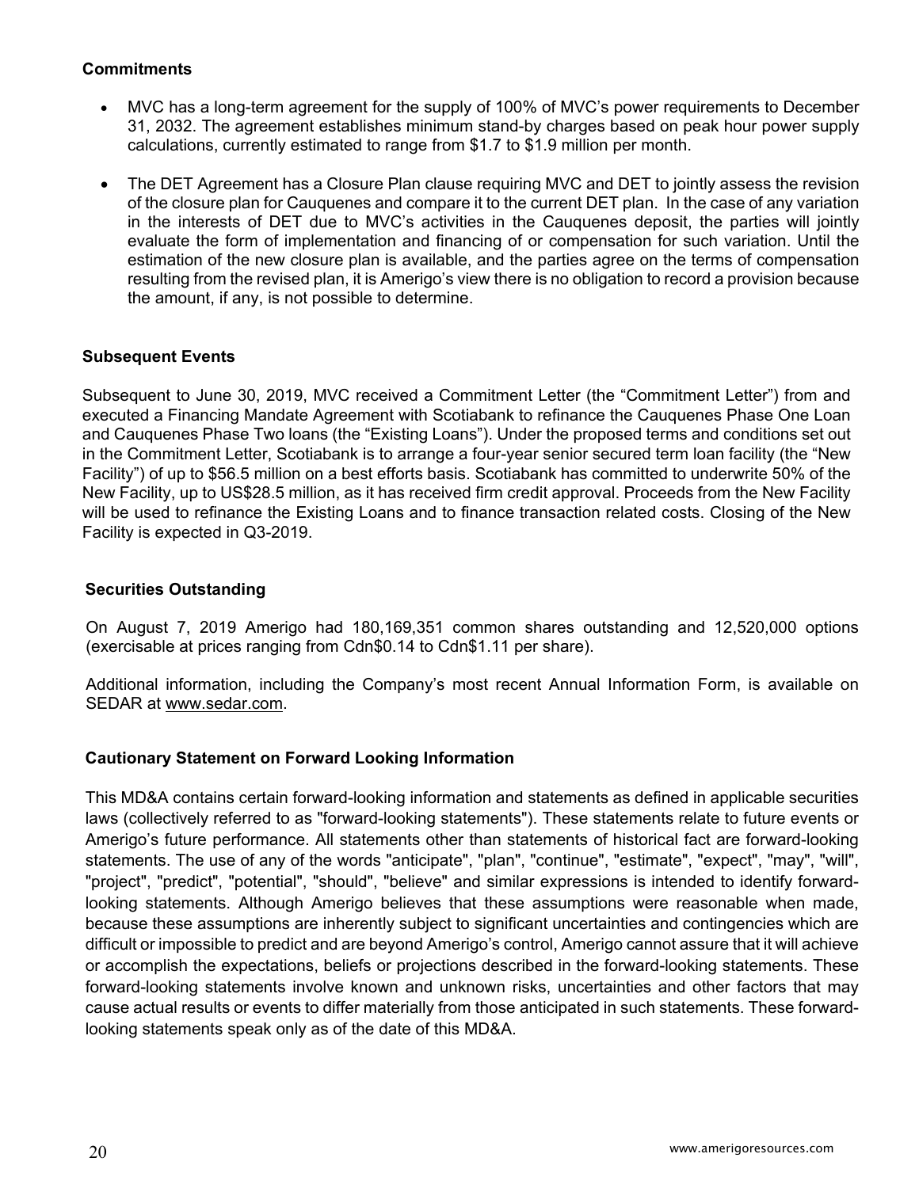### Commitments

- MVC has a long-term agreement for the supply of 100% of MVC's power requirements to December 31, 2032. The agreement establishes minimum stand-by charges based on peak hour power supply calculations, currently estimated to range from $1.7 to $1.9 million per month.
- The DET Agreement has a Closure Plan clause requiring MVC and DET to jointly assess the revision of the closure plan for Cauquenes and compare it to the current DET plan. In the case of any variation in the interests of DET due to MVC's activities in the Cauquenes deposit, the parties will jointly evaluate the form of implementation and financing of or compensation for such variation. Until the estimation of the new closure plan is available, and the parties agree on the terms of compensation resulting from the revised plan, it is Amerigo's view there is no obligation to record a provision because the amount, if any, is not possible to determine.

### Subsequent Events

Subsequent to June 30, 2019, MVC received a Commitment Letter (the "Commitment Letter") from and executed a Financing Mandate Agreement with Scotiabank to refinance the Cauquenes Phase One Loan and Cauquenes Phase Two loans (the "Existing Loans"). Under the proposed terms and conditions set out in the Commitment Letter, Scotiabank is to arrange a four-year senior secured term loan facility (the "New Facility") of up to $56.5 million on a best efforts basis. Scotiabank has committed to underwrite 50% of the New Facility, up to US$28.5 million, as it has received firm credit approval. Proceeds from the New Facility will be used to refinance the Existing Loans and to finance transaction related costs. Closing of the New Facility is expected in Q3-2019.

### Securities Outstanding

On August 7, 2019 Amerigo had 180,169,351 common shares outstanding and 12,520,000 options (exercisable at prices ranging from Cdn$0.14 to Cdn$1.11 per share).

Additional information, including the Company's most recent Annual Information Form, is available on SEDAR at www.sedar.com.

### Cautionary Statement on Forward Looking Information

This MD&A contains certain forward-looking information and statements as defined in applicable securities laws (collectively referred to as "forward-looking statements"). These statements relate to future events or Amerigo's future performance. All statements other than statements of historical fact are forward-looking statements. The use of any of the words "anticipate", "plan", "continue", "estimate", "expect", "may", "will", "project", "predict", "potential", "should", "believe" and similar expressions is intended to identify forward-looking statements. Although Amerigo believes that these assumptions were reasonable when made, because these assumptions are inherently subject to significant uncertainties and contingencies which are difficult or impossible to predict and are beyond Amerigo's control, Amerigo cannot assure that it will achieve or accomplish the expectations, beliefs or projections described in the forward-looking statements. These forward-looking statements involve known and unknown risks, uncertainties and other factors that may cause actual results or events to differ materially from those anticipated in such statements. These forward-looking statements speak only as of the date of this MD&A.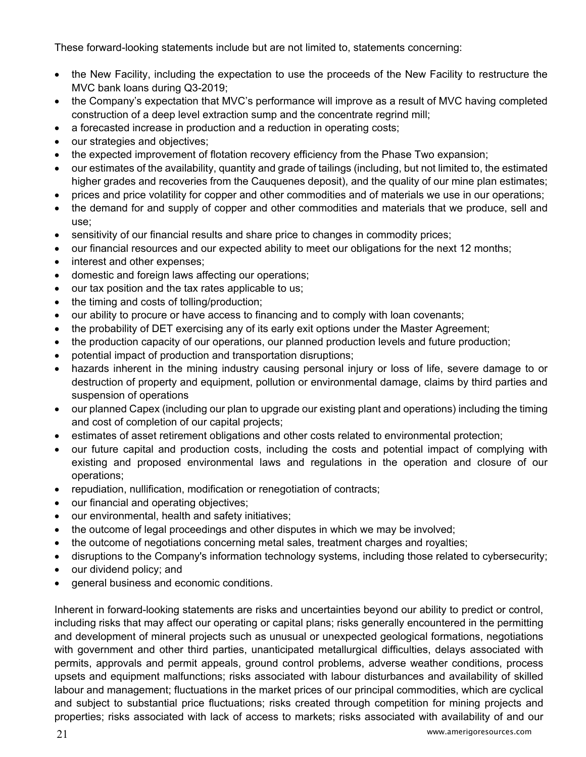These forward-looking statements include but are not limited to, statements concerning:

- the New Facility, including the expectation to use the proceeds of the New Facility to restructure the MVC bank loans during Q3-2019;
- the Company's expectation that MVC's performance will improve as a result of MVC having completed construction of a deep level extraction sump and the concentrate regrind mill;
- a forecasted increase in production and a reduction in operating costs;
- our strategies and objectives;
- the expected improvement of flotation recovery efficiency from the Phase Two expansion;
- our estimates of the availability, quantity and grade of tailings (including, but not limited to, the estimated higher grades and recoveries from the Cauquenes deposit), and the quality of our mine plan estimates;
- prices and price volatility for copper and other commodities and of materials we use in our operations;
- the demand for and supply of copper and other commodities and materials that we produce, sell and use;
- sensitivity of our financial results and share price to changes in commodity prices;
- our financial resources and our expected ability to meet our obligations for the next 12 months;
- interest and other expenses;
- domestic and foreign laws affecting our operations;
- our tax position and the tax rates applicable to us;
- the timing and costs of tolling/production;
- our ability to procure or have access to financing and to comply with loan covenants;
- the probability of DET exercising any of its early exit options under the Master Agreement;
- the production capacity of our operations, our planned production levels and future production;
- potential impact of production and transportation disruptions;
- hazards inherent in the mining industry causing personal injury or loss of life, severe damage to or destruction of property and equipment, pollution or environmental damage, claims by third parties and suspension of operations
- our planned Capex (including our plan to upgrade our existing plant and operations) including the timing and cost of completion of our capital projects;
- estimates of asset retirement obligations and other costs related to environmental protection;
- our future capital and production costs, including the costs and potential impact of complying with existing and proposed environmental laws and regulations in the operation and closure of our operations;
- repudiation, nullification, modification or renegotiation of contracts;
- our financial and operating objectives;
- our environmental, health and safety initiatives;
- the outcome of legal proceedings and other disputes in which we may be involved;
- the outcome of negotiations concerning metal sales, treatment charges and royalties;
- disruptions to the Company's information technology systems, including those related to cybersecurity;
- our dividend policy; and
- general business and economic conditions.

Inherent in forward-looking statements are risks and uncertainties beyond our ability to predict or control, including risks that may affect our operating or capital plans; risks generally encountered in the permitting and development of mineral projects such as unusual or unexpected geological formations, negotiations with government and other third parties, unanticipated metallurgical difficulties, delays associated with permits, approvals and permit appeals, ground control problems, adverse weather conditions, process upsets and equipment malfunctions; risks associated with labour disturbances and availability of skilled labour and management; fluctuations in the market prices of our principal commodities, which are cyclical and subject to substantial price fluctuations; risks created through competition for mining projects and properties; risks associated with lack of access to markets; risks associated with availability of and our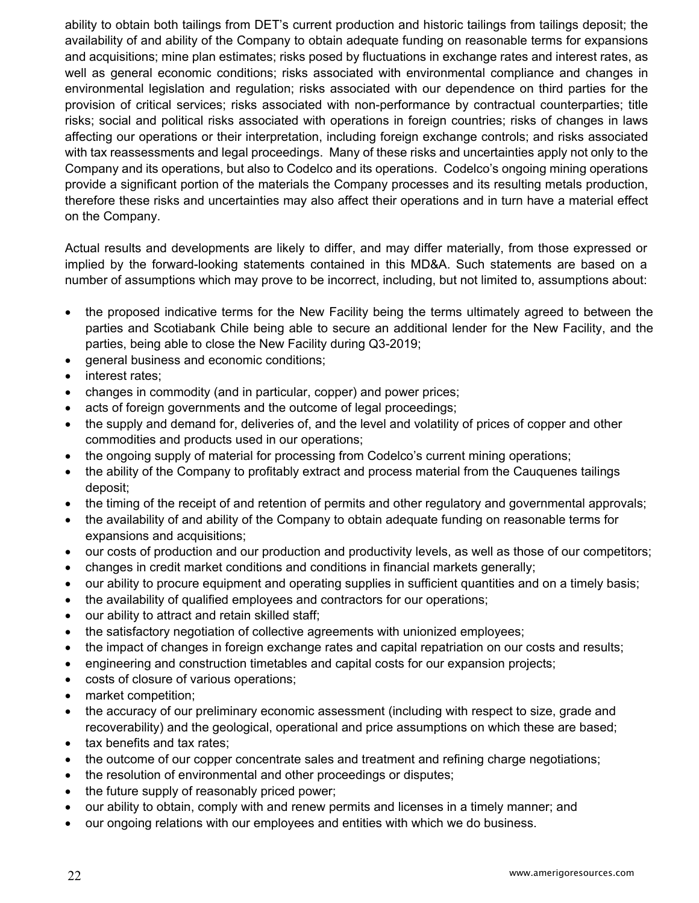ability to obtain both tailings from DET's current production and historic tailings from tailings deposit; the availability of and ability of the Company to obtain adequate funding on reasonable terms for expansions and acquisitions; mine plan estimates; risks posed by fluctuations in exchange rates and interest rates, as well as general economic conditions; risks associated with environmental compliance and changes in environmental legislation and regulation; risks associated with our dependence on third parties for the provision of critical services; risks associated with non-performance by contractual counterparties; title risks; social and political risks associated with operations in foreign countries; risks of changes in laws affecting our operations or their interpretation, including foreign exchange controls; and risks associated with tax reassessments and legal proceedings. Many of these risks and uncertainties apply not only to the Company and its operations, but also to Codelco and its operations. Codelco's ongoing mining operations provide a significant portion of the materials the Company processes and its resulting metals production, therefore these risks and uncertainties may also affect their operations and in turn have a material effect on the Company.

Actual results and developments are likely to differ, and may differ materially, from those expressed or implied by the forward-looking statements contained in this MD&A. Such statements are based on a number of assumptions which may prove to be incorrect, including, but not limited to, assumptions about:

- the proposed indicative terms for the New Facility being the terms ultimately agreed to between the parties and Scotiabank Chile being able to secure an additional lender for the New Facility, and the parties, being able to close the New Facility during Q3-2019;
- general business and economic conditions;
- interest rates;
- changes in commodity (and in particular, copper) and power prices;
- acts of foreign governments and the outcome of legal proceedings;
- the supply and demand for, deliveries of, and the level and volatility of prices of copper and other commodities and products used in our operations;
- the ongoing supply of material for processing from Codelco's current mining operations;
- the ability of the Company to profitably extract and process material from the Cauquenes tailings deposit;
- the timing of the receipt of and retention of permits and other regulatory and governmental approvals;
- the availability of and ability of the Company to obtain adequate funding on reasonable terms for expansions and acquisitions;
- our costs of production and our production and productivity levels, as well as those of our competitors;
- changes in credit market conditions and conditions in financial markets generally;
- our ability to procure equipment and operating supplies in sufficient quantities and on a timely basis;
- the availability of qualified employees and contractors for our operations;
- our ability to attract and retain skilled staff;
- the satisfactory negotiation of collective agreements with unionized employees;
- the impact of changes in foreign exchange rates and capital repatriation on our costs and results;
- engineering and construction timetables and capital costs for our expansion projects;
- costs of closure of various operations;
- market competition;
- the accuracy of our preliminary economic assessment (including with respect to size, grade and recoverability) and the geological, operational and price assumptions on which these are based;
- tax benefits and tax rates;
- the outcome of our copper concentrate sales and treatment and refining charge negotiations;
- the resolution of environmental and other proceedings or disputes;
- the future supply of reasonably priced power;
- our ability to obtain, comply with and renew permits and licenses in a timely manner; and
- our ongoing relations with our employees and entities with which we do business.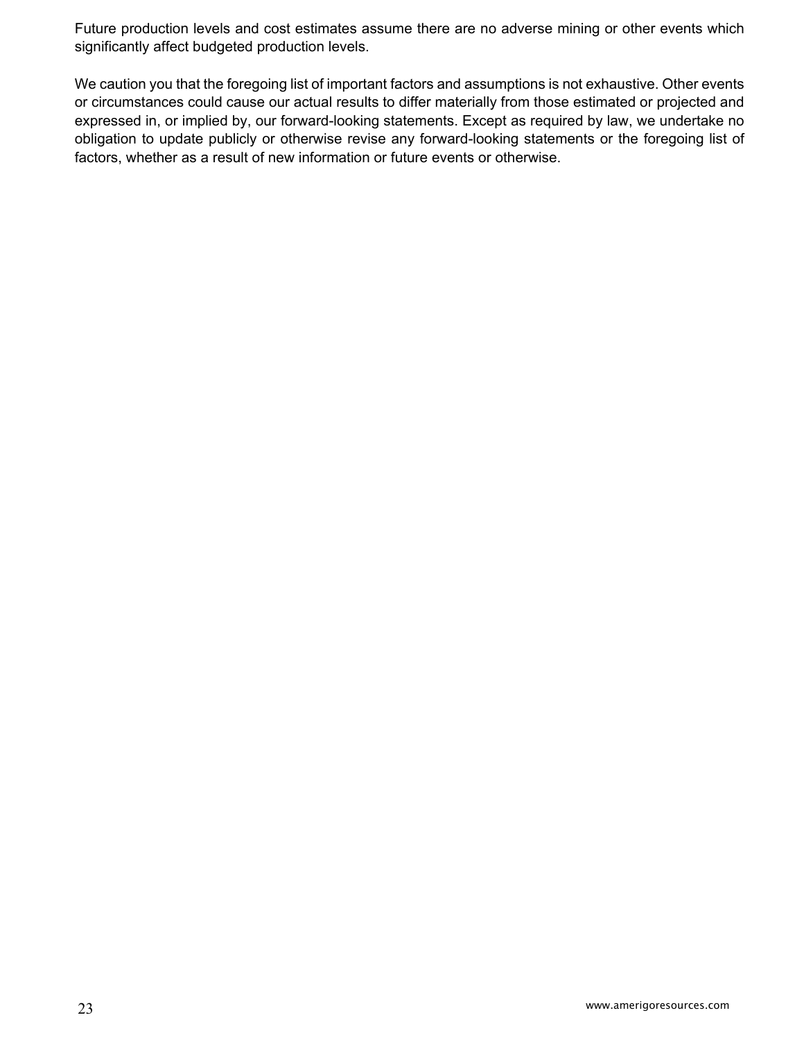Future production levels and cost estimates assume there are no adverse mining or other events which significantly affect budgeted production levels.

We caution you that the foregoing list of important factors and assumptions is not exhaustive. Other events or circumstances could cause our actual results to differ materially from those estimated or projected and expressed in, or implied by, our forward-looking statements. Except as required by law, we undertake no obligation to update publicly or otherwise revise any forward-looking statements or the foregoing list of factors, whether as a result of new information or future events or otherwise.